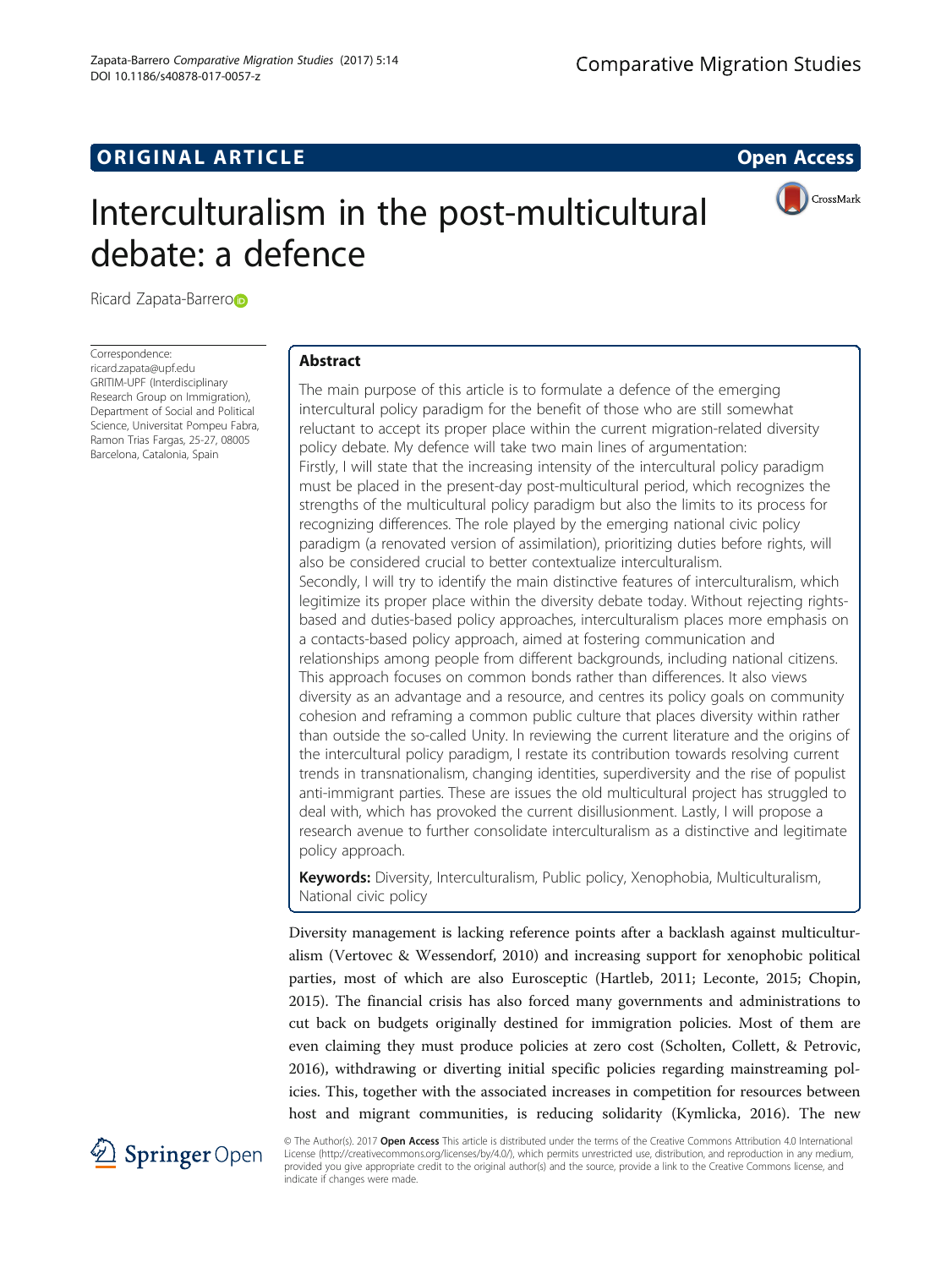**ORIGINAL ARTICLE** **Open Access**

# Interculturalism in the post-multicultural debate: a defence

Ricard Zapata-Barrero

Correspondence:
ricard.zapata@upf.edu
GRITIM-UPF (Interdisciplinary Research Group on Immigration), Department of Social and Political Science, Universitat Pompeu Fabra, Ramon Trias Fargas, 25-27, 08005 Barcelona, Catalonia, Spain

## Abstract

The main purpose of this article is to formulate a defence of the emerging intercultural policy paradigm for the benefit of those who are still somewhat reluctant to accept its proper place within the current migration-related diversity policy debate. My defence will take two main lines of argumentation:

Firstly, I will state that the increasing intensity of the intercultural policy paradigm must be placed in the present-day post-multicultural period, which recognizes the strengths of the multicultural policy paradigm but also the limits to its process for recognizing differences. The role played by the emerging national civic policy paradigm (a renovated version of assimilation), prioritizing duties before rights, will also be considered crucial to better contextualize interculturalism.

Secondly, I will try to identify the main distinctive features of interculturalism, which legitimize its proper place within the diversity debate today. Without rejecting rights-based and duties-based policy approaches, interculturalism places more emphasis on a contacts-based policy approach, aimed at fostering communication and relationships among people from different backgrounds, including national citizens. This approach focuses on common bonds rather than differences. It also views diversity as an advantage and a resource, and centres its policy goals on community cohesion and reframing a common public culture that places diversity within rather than outside the so-called Unity. In reviewing the current literature and the origins of the intercultural policy paradigm, I restate its contribution towards resolving current trends in transnationalism, changing identities, superdiversity and the rise of populist anti-immigrant parties. These are issues the old multicultural project has struggled to deal with, which has provoked the current disillusionment. Lastly, I will propose a research avenue to further consolidate interculturalism as a distinctive and legitimate policy approach.

**Keywords:** Diversity, Interculturalism, Public policy, Xenophobia, Multiculturalism, National civic policy

Diversity management is lacking reference points after a backlash against multiculturalism (Vertovec & Wessendorf, 2010) and increasing support for xenophobic political parties, most of which are also Eurosceptic (Hartleb, 2011; Leconte, 2015; Chopin, 2015). The financial crisis has also forced many governments and administrations to cut back on budgets originally destined for immigration policies. Most of them are even claiming they must produce policies at zero cost (Scholten, Collett, & Petrovic, 2016), withdrawing or diverting initial specific policies regarding mainstreaming policies. This, together with the associated increases in competition for resources between host and migrant communities, is reducing solidarity (Kymlicka, 2016). The new

© The Author(s). 2017 **Open Access** This article is distributed under the terms of the Creative Commons Attribution 4.0 International License (http://creativecommons.org/licenses/by/4.0/), which permits unrestricted use, distribution, and reproduction in any medium, provided you give appropriate credit to the original author(s) and the source, provide a link to the Creative Commons license, and indicate if changes were made.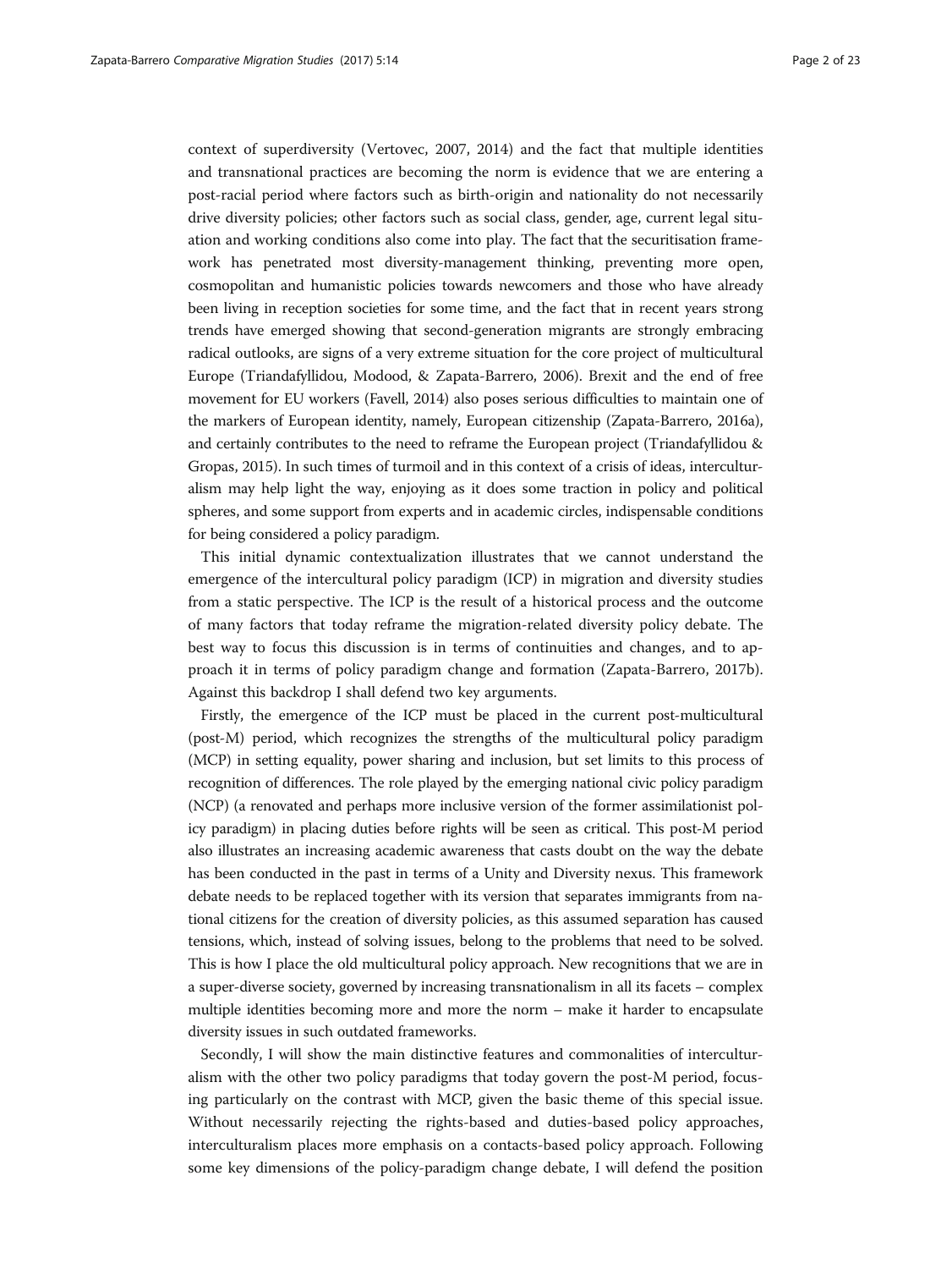context of superdiversity (Vertovec, 2007, 2014) and the fact that multiple identities and transnational practices are becoming the norm is evidence that we are entering a post-racial period where factors such as birth-origin and nationality do not necessarily drive diversity policies; other factors such as social class, gender, age, current legal situation and working conditions also come into play. The fact that the securitisation framework has penetrated most diversity-management thinking, preventing more open, cosmopolitan and humanistic policies towards newcomers and those who have already been living in reception societies for some time, and the fact that in recent years strong trends have emerged showing that second-generation migrants are strongly embracing radical outlooks, are signs of a very extreme situation for the core project of multicultural Europe (Triandafyllidou, Modood, & Zapata-Barrero, 2006). Brexit and the end of free movement for EU workers (Favell, 2014) also poses serious difficulties to maintain one of the markers of European identity, namely, European citizenship (Zapata-Barrero, 2016a), and certainly contributes to the need to reframe the European project (Triandafyllidou & Gropas, 2015). In such times of turmoil and in this context of a crisis of ideas, interculturalism may help light the way, enjoying as it does some traction in policy and political spheres, and some support from experts and in academic circles, indispensable conditions for being considered a policy paradigm.

This initial dynamic contextualization illustrates that we cannot understand the emergence of the intercultural policy paradigm (ICP) in migration and diversity studies from a static perspective. The ICP is the result of a historical process and the outcome of many factors that today reframe the migration-related diversity policy debate. The best way to focus this discussion is in terms of continuities and changes, and to approach it in terms of policy paradigm change and formation (Zapata-Barrero, 2017b). Against this backdrop I shall defend two key arguments.

Firstly, the emergence of the ICP must be placed in the current post-multicultural (post-M) period, which recognizes the strengths of the multicultural policy paradigm (MCP) in setting equality, power sharing and inclusion, but set limits to this process of recognition of differences. The role played by the emerging national civic policy paradigm (NCP) (a renovated and perhaps more inclusive version of the former assimilationist policy paradigm) in placing duties before rights will be seen as critical. This post-M period also illustrates an increasing academic awareness that casts doubt on the way the debate has been conducted in the past in terms of a Unity and Diversity nexus. This framework debate needs to be replaced together with its version that separates immigrants from national citizens for the creation of diversity policies, as this assumed separation has caused tensions, which, instead of solving issues, belong to the problems that need to be solved. This is how I place the old multicultural policy approach. New recognitions that we are in a super-diverse society, governed by increasing transnationalism in all its facets – complex multiple identities becoming more and more the norm – make it harder to encapsulate diversity issues in such outdated frameworks.

Secondly, I will show the main distinctive features and commonalities of interculturalism with the other two policy paradigms that today govern the post-M period, focusing particularly on the contrast with MCP, given the basic theme of this special issue. Without necessarily rejecting the rights-based and duties-based policy approaches, interculturalism places more emphasis on a contacts-based policy approach. Following some key dimensions of the policy-paradigm change debate, I will defend the position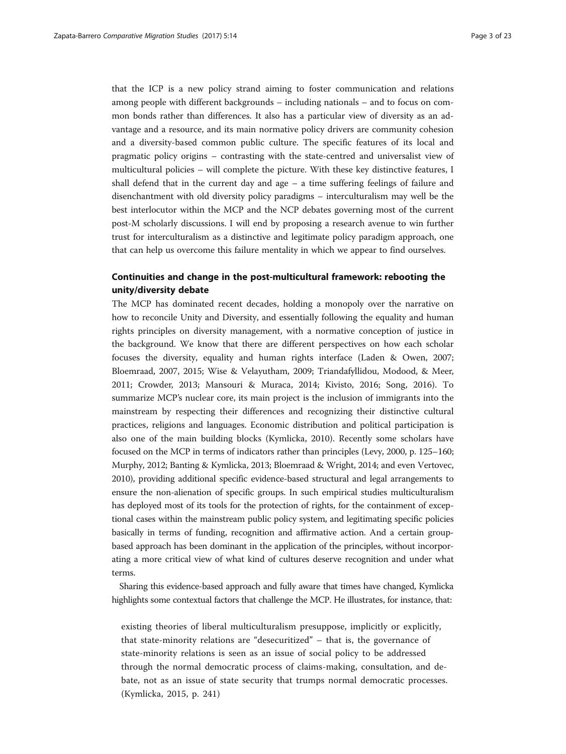that the ICP is a new policy strand aiming to foster communication and relations among people with different backgrounds – including nationals – and to focus on common bonds rather than differences. It also has a particular view of diversity as an advantage and a resource, and its main normative policy drivers are community cohesion and a diversity-based common public culture. The specific features of its local and pragmatic policy origins – contrasting with the state-centred and universalist view of multicultural policies – will complete the picture. With these key distinctive features, I shall defend that in the current day and age – a time suffering feelings of failure and disenchantment with old diversity policy paradigms – interculturalism may well be the best interlocutor within the MCP and the NCP debates governing most of the current post-M scholarly discussions. I will end by proposing a research avenue to win further trust for interculturalism as a distinctive and legitimate policy paradigm approach, one that can help us overcome this failure mentality in which we appear to find ourselves.

## Continuities and change in the post-multicultural framework: rebooting the unity/diversity debate

The MCP has dominated recent decades, holding a monopoly over the narrative on how to reconcile Unity and Diversity, and essentially following the equality and human rights principles on diversity management, with a normative conception of justice in the background. We know that there are different perspectives on how each scholar focuses the diversity, equality and human rights interface (Laden & Owen, 2007; Bloemraad, 2007, 2015; Wise & Velayutham, 2009; Triandafyllidou, Modood, & Meer, 2011; Crowder, 2013; Mansouri & Muraca, 2014; Kivisto, 2016; Song, 2016). To summarize MCP's nuclear core, its main project is the inclusion of immigrants into the mainstream by respecting their differences and recognizing their distinctive cultural practices, religions and languages. Economic distribution and political participation is also one of the main building blocks (Kymlicka, 2010). Recently some scholars have focused on the MCP in terms of indicators rather than principles (Levy, 2000, p. 125–160; Murphy, 2012; Banting & Kymlicka, 2013; Bloemraad & Wright, 2014; and even Vertovec, 2010), providing additional specific evidence-based structural and legal arrangements to ensure the non-alienation of specific groups. In such empirical studies multiculturalism has deployed most of its tools for the protection of rights, for the containment of exceptional cases within the mainstream public policy system, and legitimating specific policies basically in terms of funding, recognition and affirmative action. And a certain group-based approach has been dominant in the application of the principles, without incorporating a more critical view of what kind of cultures deserve recognition and under what terms.

Sharing this evidence-based approach and fully aware that times have changed, Kymlicka highlights some contextual factors that challenge the MCP. He illustrates, for instance, that:

> existing theories of liberal multiculturalism presuppose, implicitly or explicitly, that state-minority relations are "desecuritized" – that is, the governance of state-minority relations is seen as an issue of social policy to be addressed through the normal democratic process of claims-making, consultation, and debate, not as an issue of state security that trumps normal democratic processes. (Kymlicka, 2015, p. 241)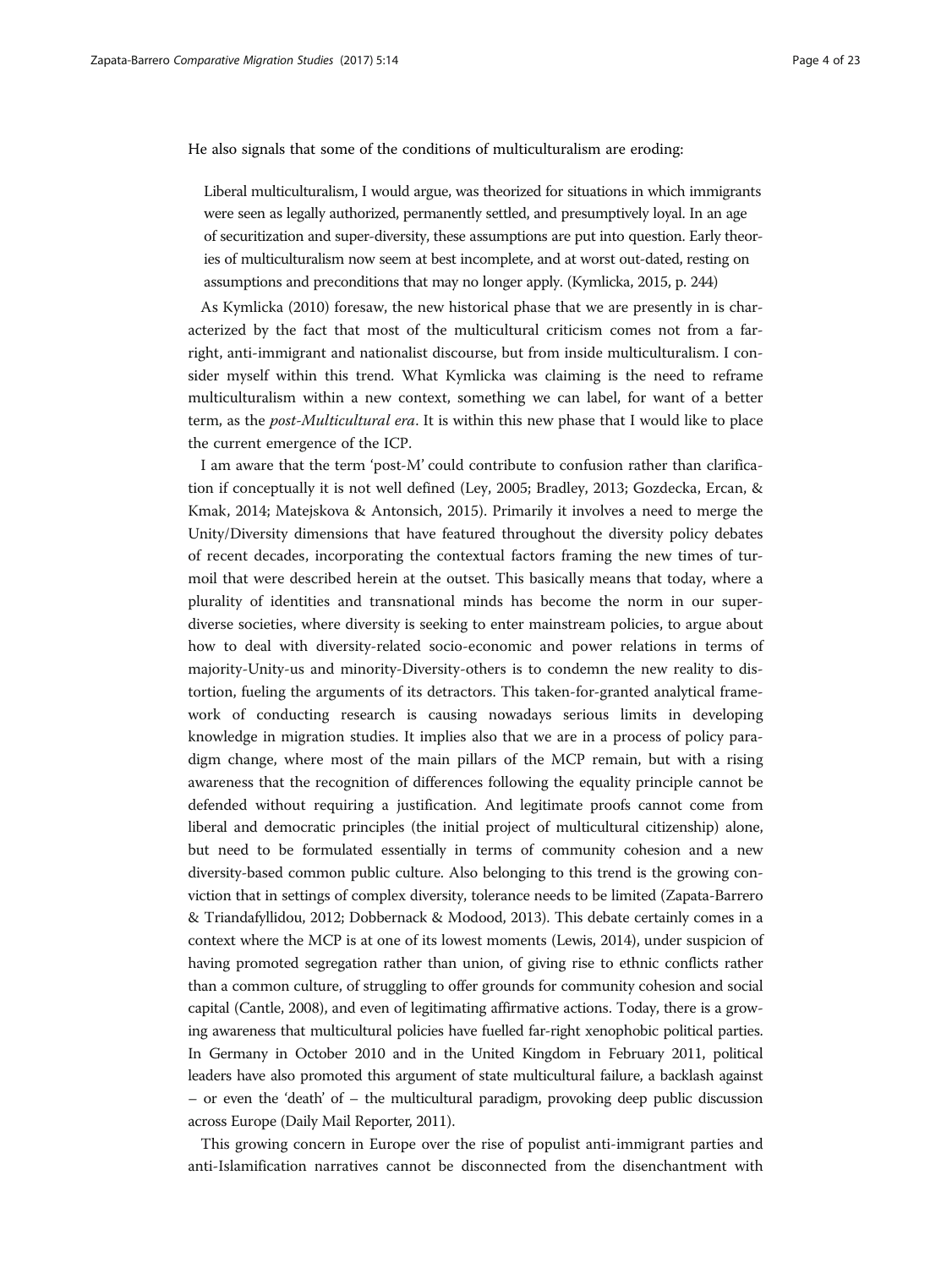He also signals that some of the conditions of multiculturalism are eroding:

> Liberal multiculturalism, I would argue, was theorized for situations in which immigrants were seen as legally authorized, permanently settled, and presumptively loyal. In an age of securitization and super-diversity, these assumptions are put into question. Early theories of multiculturalism now seem at best incomplete, and at worst out-dated, resting on assumptions and preconditions that may no longer apply. (Kymlicka, 2015, p. 244)

As Kymlicka (2010) foresaw, the new historical phase that we are presently in is characterized by the fact that most of the multicultural criticism comes not from a far-right, anti-immigrant and nationalist discourse, but from inside multiculturalism. I consider myself within this trend. What Kymlicka was claiming is the need to reframe multiculturalism within a new context, something we can label, for want of a better term, as the *post-Multicultural era*. It is within this new phase that I would like to place the current emergence of the ICP.

I am aware that the term 'post-M' could contribute to confusion rather than clarification if conceptually it is not well defined (Ley, 2005; Bradley, 2013; Gozdecka, Ercan, & Kmak, 2014; Matejskova & Antonsich, 2015). Primarily it involves a need to merge the Unity/Diversity dimensions that have featured throughout the diversity policy debates of recent decades, incorporating the contextual factors framing the new times of turmoil that were described herein at the outset. This basically means that today, where a plurality of identities and transnational minds has become the norm in our super-diverse societies, where diversity is seeking to enter mainstream policies, to argue about how to deal with diversity-related socio-economic and power relations in terms of majority-Unity-us and minority-Diversity-others is to condemn the new reality to distortion, fueling the arguments of its detractors. This taken-for-granted analytical framework of conducting research is causing nowadays serious limits in developing knowledge in migration studies. It implies also that we are in a process of policy paradigm change, where most of the main pillars of the MCP remain, but with a rising awareness that the recognition of differences following the equality principle cannot be defended without requiring a justification. And legitimate proofs cannot come from liberal and democratic principles (the initial project of multicultural citizenship) alone, but need to be formulated essentially in terms of community cohesion and a new diversity-based common public culture. Also belonging to this trend is the growing conviction that in settings of complex diversity, tolerance needs to be limited (Zapata-Barrero & Triandafyllidou, 2012; Dobbernack & Modood, 2013). This debate certainly comes in a context where the MCP is at one of its lowest moments (Lewis, 2014), under suspicion of having promoted segregation rather than union, of giving rise to ethnic conflicts rather than a common culture, of struggling to offer grounds for community cohesion and social capital (Cantle, 2008), and even of legitimating affirmative actions. Today, there is a growing awareness that multicultural policies have fuelled far-right xenophobic political parties. In Germany in October 2010 and in the United Kingdom in February 2011, political leaders have also promoted this argument of state multicultural failure, a backlash against – or even the 'death' of – the multicultural paradigm, provoking deep public discussion across Europe (Daily Mail Reporter, 2011).

This growing concern in Europe over the rise of populist anti-immigrant parties and anti-Islamification narratives cannot be disconnected from the disenchantment with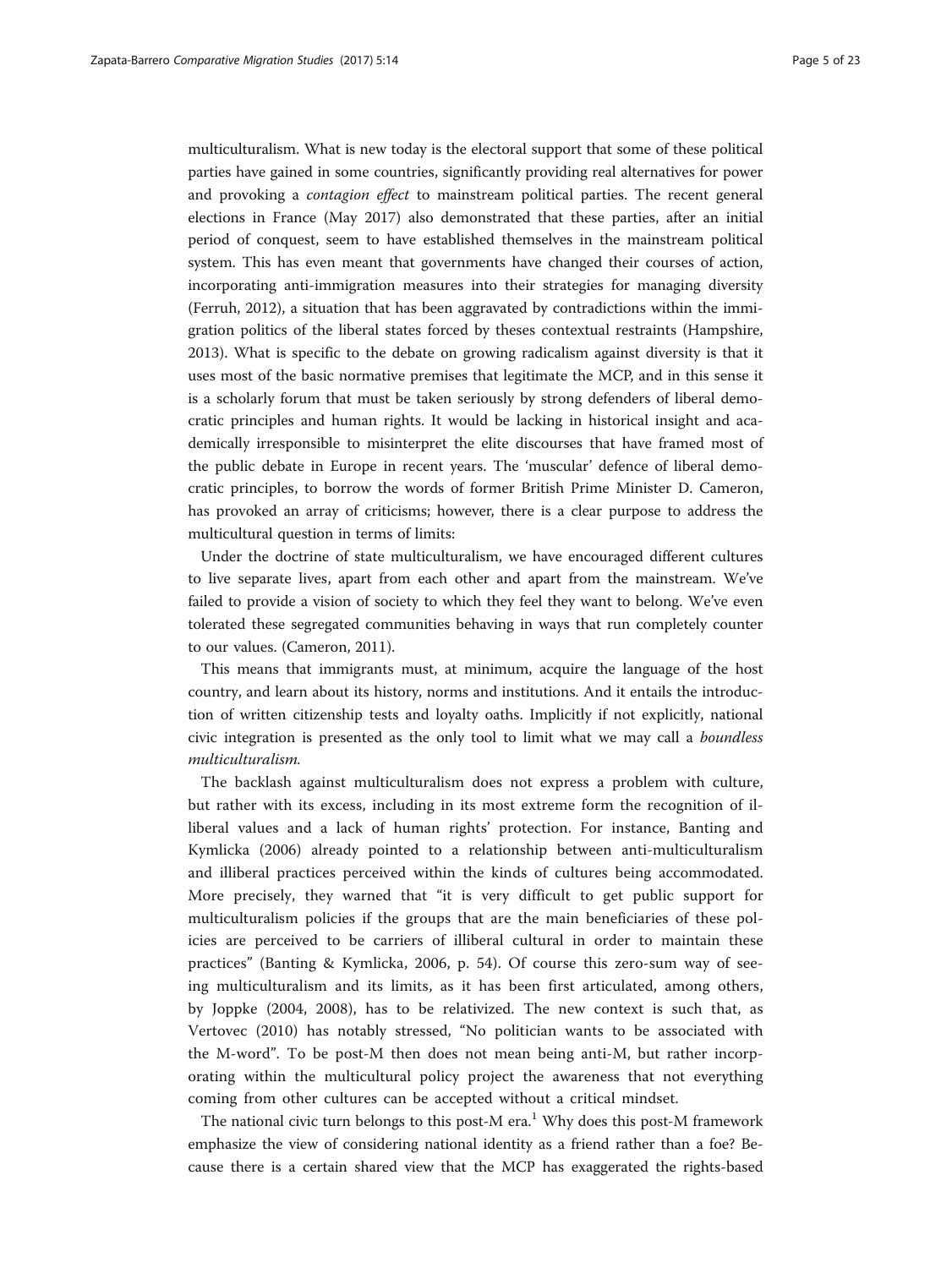multiculturalism. What is new today is the electoral support that some of these political parties have gained in some countries, significantly providing real alternatives for power and provoking a *contagion effect* to mainstream political parties. The recent general elections in France (May 2017) also demonstrated that these parties, after an initial period of conquest, seem to have established themselves in the mainstream political system. This has even meant that governments have changed their courses of action, incorporating anti-immigration measures into their strategies for managing diversity (Ferruh, 2012), a situation that has been aggravated by contradictions within the immigration politics of the liberal states forced by theses contextual restraints (Hampshire, 2013). What is specific to the debate on growing radicalism against diversity is that it uses most of the basic normative premises that legitimate the MCP, and in this sense it is a scholarly forum that must be taken seriously by strong defenders of liberal democratic principles and human rights. It would be lacking in historical insight and academically irresponsible to misinterpret the elite discourses that have framed most of the public debate in Europe in recent years. The 'muscular' defence of liberal democratic principles, to borrow the words of former British Prime Minister D. Cameron, has provoked an array of criticisms; however, there is a clear purpose to address the multicultural question in terms of limits:

Under the doctrine of state multiculturalism, we have encouraged different cultures to live separate lives, apart from each other and apart from the mainstream. We've failed to provide a vision of society to which they feel they want to belong. We've even tolerated these segregated communities behaving in ways that run completely counter to our values. (Cameron, 2011).

This means that immigrants must, at minimum, acquire the language of the host country, and learn about its history, norms and institutions. And it entails the introduction of written citizenship tests and loyalty oaths. Implicitly if not explicitly, national civic integration is presented as the only tool to limit what we may call a *boundless multiculturalism*.

The backlash against multiculturalism does not express a problem with culture, but rather with its excess, including in its most extreme form the recognition of illiberal values and a lack of human rights' protection. For instance, Banting and Kymlicka (2006) already pointed to a relationship between anti-multiculturalism and illiberal practices perceived within the kinds of cultures being accommodated. More precisely, they warned that "it is very difficult to get public support for multiculturalism policies if the groups that are the main beneficiaries of these policies are perceived to be carriers of illiberal cultural in order to maintain these practices" (Banting & Kymlicka, 2006, p. 54). Of course this zero-sum way of seeing multiculturalism and its limits, as it has been first articulated, among others, by Joppke (2004, 2008), has to be relativized. The new context is such that, as Vertovec (2010) has notably stressed, "No politician wants to be associated with the M-word". To be post-M then does not mean being anti-M, but rather incorporating within the multicultural policy project the awareness that not everything coming from other cultures can be accepted without a critical mindset.

The national civic turn belongs to this post-M era.[1] Why does this post-M framework emphasize the view of considering national identity as a friend rather than a foe? Because there is a certain shared view that the MCP has exaggerated the rights-based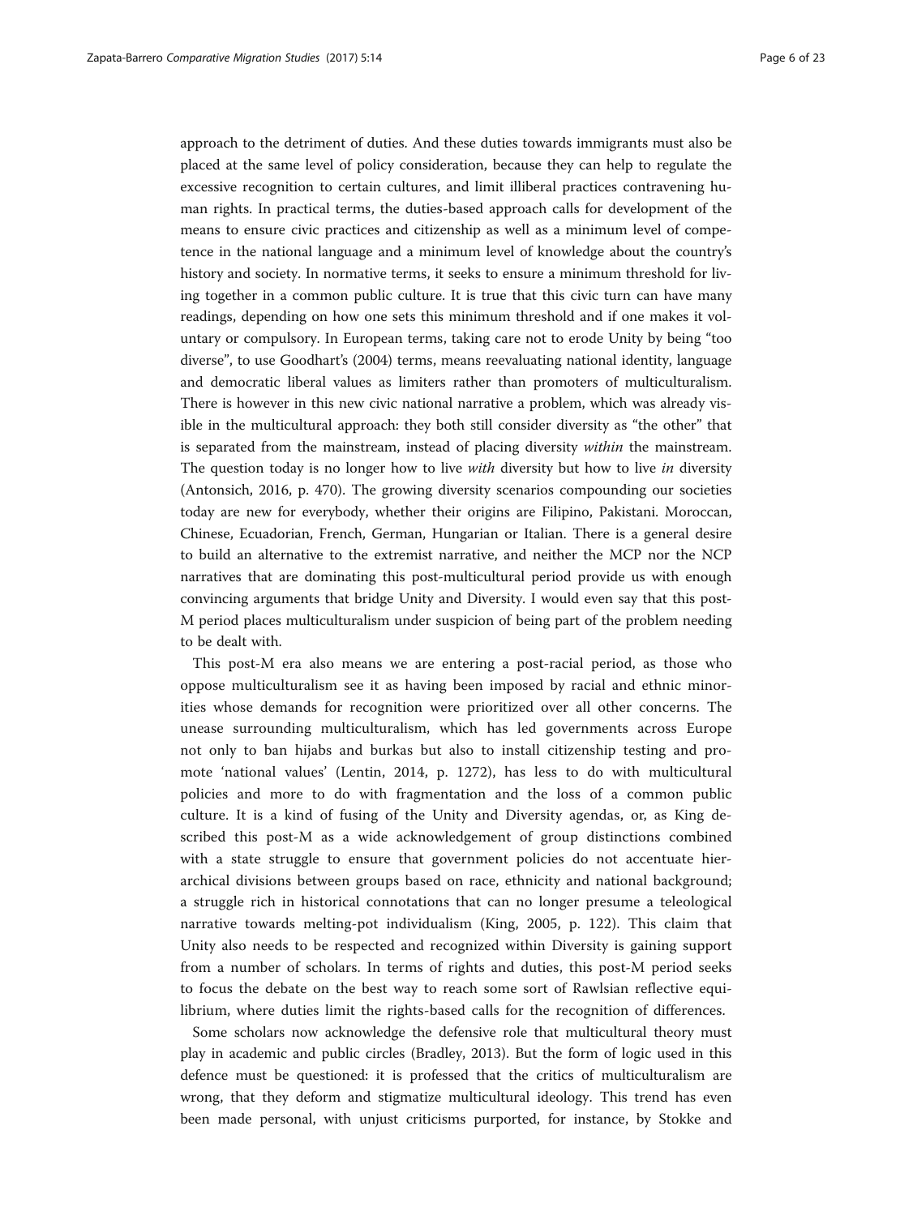approach to the detriment of duties. And these duties towards immigrants must also be placed at the same level of policy consideration, because they can help to regulate the excessive recognition to certain cultures, and limit illiberal practices contravening human rights. In practical terms, the duties-based approach calls for development of the means to ensure civic practices and citizenship as well as a minimum level of competence in the national language and a minimum level of knowledge about the country's history and society. In normative terms, it seeks to ensure a minimum threshold for living together in a common public culture. It is true that this civic turn can have many readings, depending on how one sets this minimum threshold and if one makes it voluntary or compulsory. In European terms, taking care not to erode Unity by being "too diverse", to use Goodhart's (2004) terms, means reevaluating national identity, language and democratic liberal values as limiters rather than promoters of multiculturalism. There is however in this new civic national narrative a problem, which was already visible in the multicultural approach: they both still consider diversity as "the other" that is separated from the mainstream, instead of placing diversity *within* the mainstream. The question today is no longer how to live *with* diversity but how to live *in* diversity (Antonsich, 2016, p. 470). The growing diversity scenarios compounding our societies today are new for everybody, whether their origins are Filipino, Pakistani. Moroccan, Chinese, Ecuadorian, French, German, Hungarian or Italian. There is a general desire to build an alternative to the extremist narrative, and neither the MCP nor the NCP narratives that are dominating this post-multicultural period provide us with enough convincing arguments that bridge Unity and Diversity. I would even say that this post-M period places multiculturalism under suspicion of being part of the problem needing to be dealt with.

This post-M era also means we are entering a post-racial period, as those who oppose multiculturalism see it as having been imposed by racial and ethnic minorities whose demands for recognition were prioritized over all other concerns. The unease surrounding multiculturalism, which has led governments across Europe not only to ban hijabs and burkas but also to install citizenship testing and promote 'national values' (Lentin, 2014, p. 1272), has less to do with multicultural policies and more to do with fragmentation and the loss of a common public culture. It is a kind of fusing of the Unity and Diversity agendas, or, as King described this post-M as a wide acknowledgement of group distinctions combined with a state struggle to ensure that government policies do not accentuate hierarchical divisions between groups based on race, ethnicity and national background; a struggle rich in historical connotations that can no longer presume a teleological narrative towards melting-pot individualism (King, 2005, p. 122). This claim that Unity also needs to be respected and recognized within Diversity is gaining support from a number of scholars. In terms of rights and duties, this post-M period seeks to focus the debate on the best way to reach some sort of Rawlsian reflective equilibrium, where duties limit the rights-based calls for the recognition of differences.

Some scholars now acknowledge the defensive role that multicultural theory must play in academic and public circles (Bradley, 2013). But the form of logic used in this defence must be questioned: it is professed that the critics of multiculturalism are wrong, that they deform and stigmatize multicultural ideology. This trend has even been made personal, with unjust criticisms purported, for instance, by Stokke and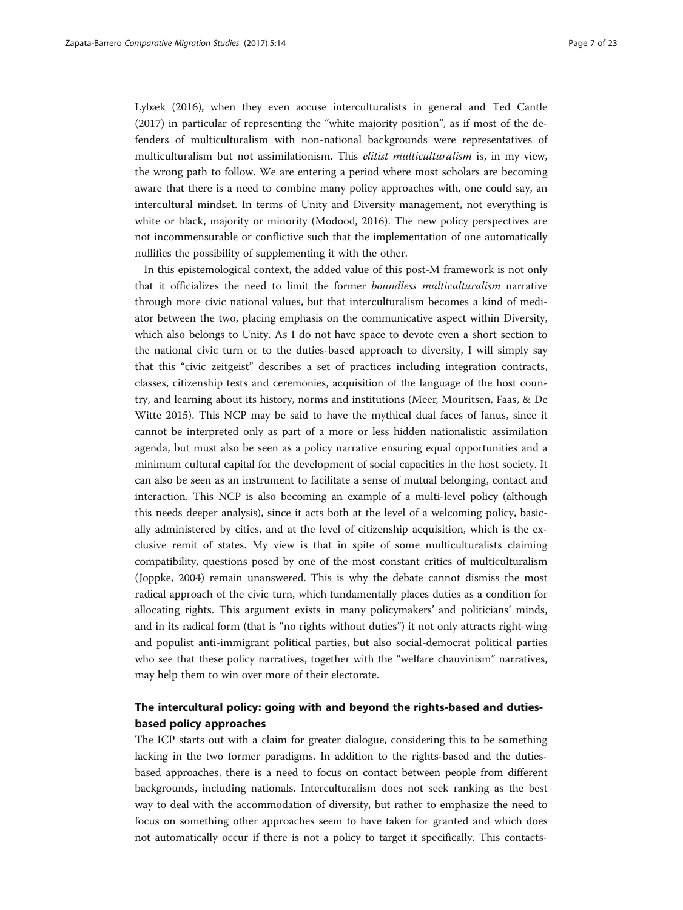Lybæk (2016), when they even accuse interculturalists in general and Ted Cantle (2017) in particular of representing the "white majority position", as if most of the defenders of multiculturalism with non-national backgrounds were representatives of multiculturalism but not assimilationism. This *elitist multiculturalism* is, in my view, the wrong path to follow. We are entering a period where most scholars are becoming aware that there is a need to combine many policy approaches with, one could say, an intercultural mindset. In terms of Unity and Diversity management, not everything is white or black, majority or minority (Modood, 2016). The new policy perspectives are not incommensurable or conflictive such that the implementation of one automatically nullifies the possibility of supplementing it with the other.

In this epistemological context, the added value of this post-M framework is not only that it officializes the need to limit the former *boundless multiculturalism* narrative through more civic national values, but that interculturalism becomes a kind of mediator between the two, placing emphasis on the communicative aspect within Diversity, which also belongs to Unity. As I do not have space to devote even a short section to the national civic turn or to the duties-based approach to diversity, I will simply say that this "civic zeitgeist" describes a set of practices including integration contracts, classes, citizenship tests and ceremonies, acquisition of the language of the host country, and learning about its history, norms and institutions (Meer, Mouritsen, Faas, & De Witte 2015). This NCP may be said to have the mythical dual faces of Janus, since it cannot be interpreted only as part of a more or less hidden nationalistic assimilation agenda, but must also be seen as a policy narrative ensuring equal opportunities and a minimum cultural capital for the development of social capacities in the host society. It can also be seen as an instrument to facilitate a sense of mutual belonging, contact and interaction. This NCP is also becoming an example of a multi-level policy (although this needs deeper analysis), since it acts both at the level of a welcoming policy, basically administered by cities, and at the level of citizenship acquisition, which is the exclusive remit of states. My view is that in spite of some multiculturalists claiming compatibility, questions posed by one of the most constant critics of multiculturalism (Joppke, 2004) remain unanswered. This is why the debate cannot dismiss the most radical approach of the civic turn, which fundamentally places duties as a condition for allocating rights. This argument exists in many policymakers' and politicians' minds, and in its radical form (that is "no rights without duties") it not only attracts right-wing and populist anti-immigrant political parties, but also social-democrat political parties who see that these policy narratives, together with the "welfare chauvinism" narratives, may help them to win over more of their electorate.

## The intercultural policy: going with and beyond the rights-based and duties-based policy approaches

The ICP starts out with a claim for greater dialogue, considering this to be something lacking in the two former paradigms. In addition to the rights-based and the duties-based approaches, there is a need to focus on contact between people from different backgrounds, including nationals. Interculturalism does not seek ranking as the best way to deal with the accommodation of diversity, but rather to emphasize the need to focus on something other approaches seem to have taken for granted and which does not automatically occur if there is not a policy to target it specifically. This contacts-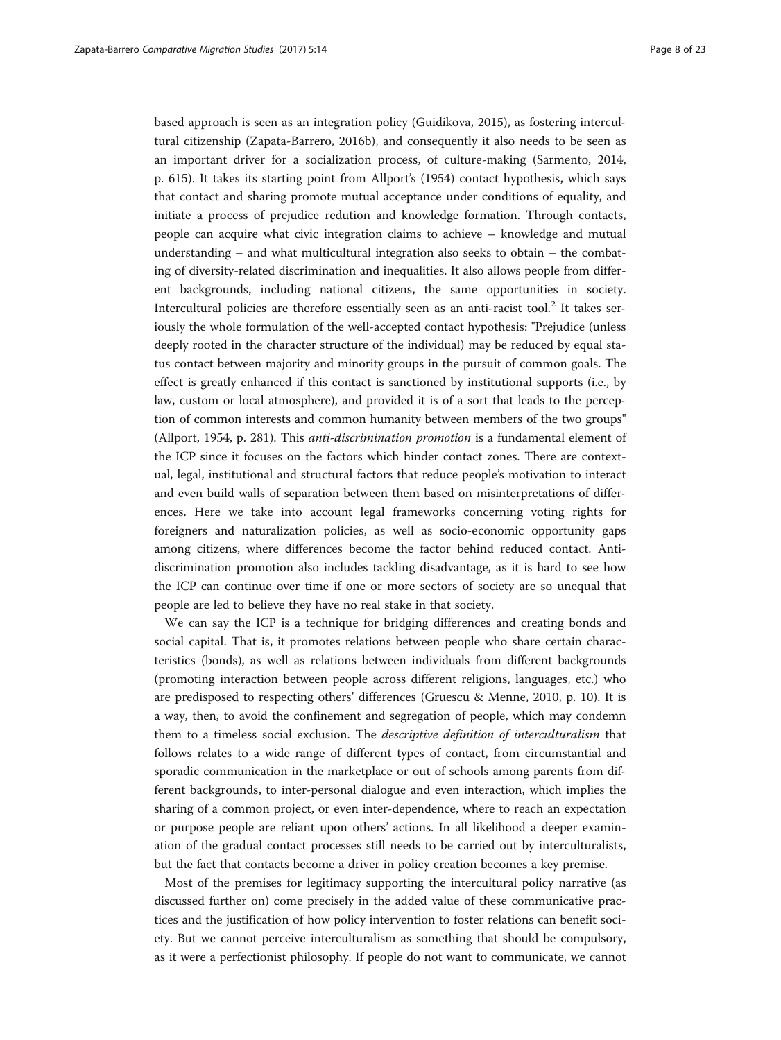based approach is seen as an integration policy (Guidikova, 2015), as fostering intercultural citizenship (Zapata-Barrero, 2016b), and consequently it also needs to be seen as an important driver for a socialization process, of culture-making (Sarmento, 2014, p. 615). It takes its starting point from Allport's (1954) contact hypothesis, which says that contact and sharing promote mutual acceptance under conditions of equality, and initiate a process of prejudice redution and knowledge formation. Through contacts, people can acquire what civic integration claims to achieve – knowledge and mutual understanding – and what multicultural integration also seeks to obtain – the combating of diversity-related discrimination and inequalities. It also allows people from different backgrounds, including national citizens, the same opportunities in society. Intercultural policies are therefore essentially seen as an anti-racist tool.[2] It takes seriously the whole formulation of the well-accepted contact hypothesis: "Prejudice (unless deeply rooted in the character structure of the individual) may be reduced by equal status contact between majority and minority groups in the pursuit of common goals. The effect is greatly enhanced if this contact is sanctioned by institutional supports (i.e., by law, custom or local atmosphere), and provided it is of a sort that leads to the perception of common interests and common humanity between members of the two groups" (Allport, 1954, p. 281). This *anti-discrimination promotion* is a fundamental element of the ICP since it focuses on the factors which hinder contact zones. There are contextual, legal, institutional and structural factors that reduce people's motivation to interact and even build walls of separation between them based on misinterpretations of differences. Here we take into account legal frameworks concerning voting rights for foreigners and naturalization policies, as well as socio-economic opportunity gaps among citizens, where differences become the factor behind reduced contact. Anti-discrimination promotion also includes tackling disadvantage, as it is hard to see how the ICP can continue over time if one or more sectors of society are so unequal that people are led to believe they have no real stake in that society.

We can say the ICP is a technique for bridging differences and creating bonds and social capital. That is, it promotes relations between people who share certain characteristics (bonds), as well as relations between individuals from different backgrounds (promoting interaction between people across different religions, languages, etc.) who are predisposed to respecting others' differences (Gruescu & Menne, 2010, p. 10). It is a way, then, to avoid the confinement and segregation of people, which may condemn them to a timeless social exclusion. The *descriptive definition of interculturalism* that follows relates to a wide range of different types of contact, from circumstantial and sporadic communication in the marketplace or out of schools among parents from different backgrounds, to inter-personal dialogue and even interaction, which implies the sharing of a common project, or even inter-dependence, where to reach an expectation or purpose people are reliant upon others' actions. In all likelihood a deeper examination of the gradual contact processes still needs to be carried out by interculturalists, but the fact that contacts become a driver in policy creation becomes a key premise.

Most of the premises for legitimacy supporting the intercultural policy narrative (as discussed further on) come precisely in the added value of these communicative practices and the justification of how policy intervention to foster relations can benefit society. But we cannot perceive interculturalism as something that should be compulsory, as it were a perfectionist philosophy. If people do not want to communicate, we cannot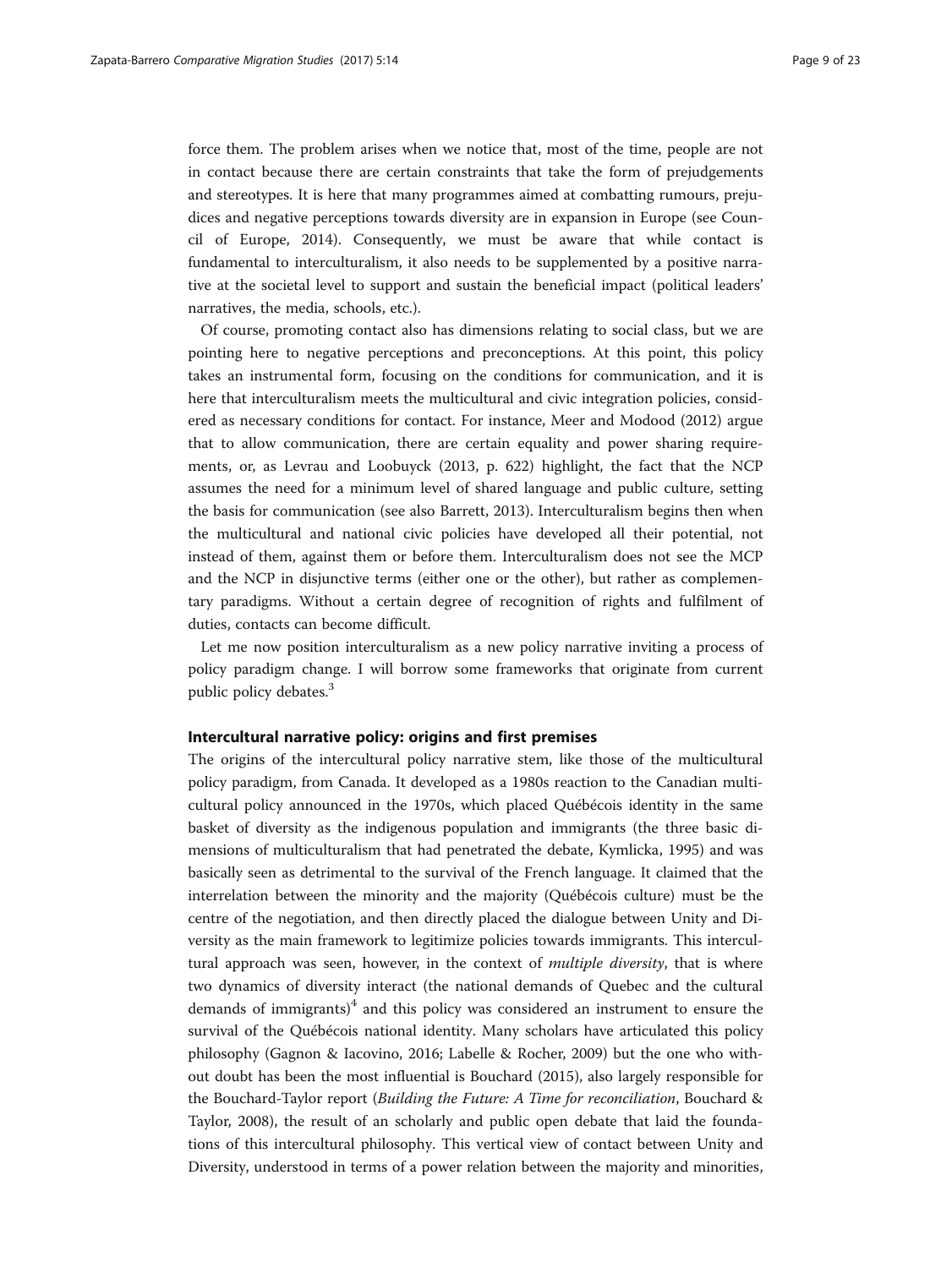force them. The problem arises when we notice that, most of the time, people are not in contact because there are certain constraints that take the form of prejudgements and stereotypes. It is here that many programmes aimed at combatting rumours, prejudices and negative perceptions towards diversity are in expansion in Europe (see Council of Europe, 2014). Consequently, we must be aware that while contact is fundamental to interculturalism, it also needs to be supplemented by a positive narrative at the societal level to support and sustain the beneficial impact (political leaders' narratives, the media, schools, etc.).

Of course, promoting contact also has dimensions relating to social class, but we are pointing here to negative perceptions and preconceptions. At this point, this policy takes an instrumental form, focusing on the conditions for communication, and it is here that interculturalism meets the multicultural and civic integration policies, considered as necessary conditions for contact. For instance, Meer and Modood (2012) argue that to allow communication, there are certain equality and power sharing requirements, or, as Levrau and Loobuyck (2013, p. 622) highlight, the fact that the NCP assumes the need for a minimum level of shared language and public culture, setting the basis for communication (see also Barrett, 2013). Interculturalism begins then when the multicultural and national civic policies have developed all their potential, not instead of them, against them or before them. Interculturalism does not see the MCP and the NCP in disjunctive terms (either one or the other), but rather as complementary paradigms. Without a certain degree of recognition of rights and fulfilment of duties, contacts can become difficult.

Let me now position interculturalism as a new policy narrative inviting a process of policy paradigm change. I will borrow some frameworks that originate from current public policy debates.[3]

## Intercultural narrative policy: origins and first premises

The origins of the intercultural policy narrative stem, like those of the multicultural policy paradigm, from Canada. It developed as a 1980s reaction to the Canadian multicultural policy announced in the 1970s, which placed Québécois identity in the same basket of diversity as the indigenous population and immigrants (the three basic dimensions of multiculturalism that had penetrated the debate, Kymlicka, 1995) and was basically seen as detrimental to the survival of the French language. It claimed that the interrelation between the minority and the majority (Québécois culture) must be the centre of the negotiation, and then directly placed the dialogue between Unity and Diversity as the main framework to legitimize policies towards immigrants. This intercultural approach was seen, however, in the context of *multiple diversity*, that is where two dynamics of diversity interact (the national demands of Quebec and the cultural demands of immigrants)[4] and this policy was considered an instrument to ensure the survival of the Québécois national identity. Many scholars have articulated this policy philosophy (Gagnon & Iacovino, 2016; Labelle & Rocher, 2009) but the one who without doubt has been the most influential is Bouchard (2015), also largely responsible for the Bouchard-Taylor report (*Building the Future: A Time for reconciliation*, Bouchard & Taylor, 2008), the result of an scholarly and public open debate that laid the foundations of this intercultural philosophy. This vertical view of contact between Unity and Diversity, understood in terms of a power relation between the majority and minorities,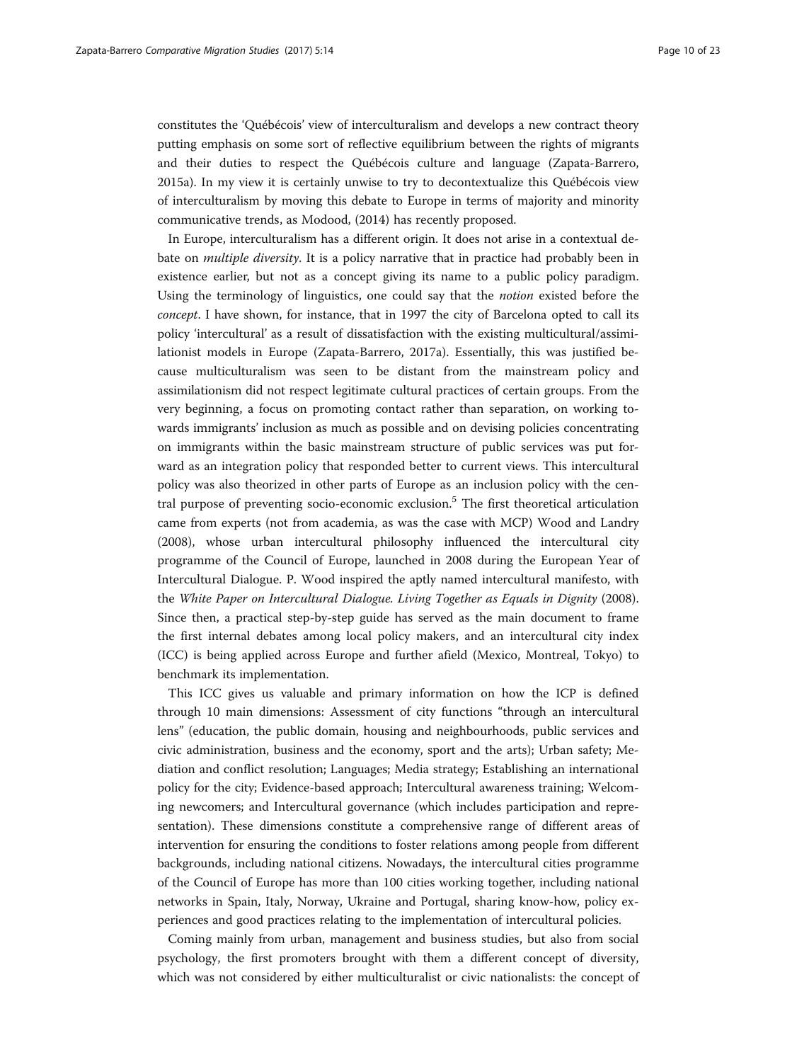constitutes the 'Québécois' view of interculturalism and develops a new contract theory putting emphasis on some sort of reflective equilibrium between the rights of migrants and their duties to respect the Québécois culture and language (Zapata-Barrero, 2015a). In my view it is certainly unwise to try to decontextualize this Québécois view of interculturalism by moving this debate to Europe in terms of majority and minority communicative trends, as Modood, (2014) has recently proposed.

In Europe, interculturalism has a different origin. It does not arise in a contextual debate on *multiple diversity*. It is a policy narrative that in practice had probably been in existence earlier, but not as a concept giving its name to a public policy paradigm. Using the terminology of linguistics, one could say that the *notion* existed before the *concept*. I have shown, for instance, that in 1997 the city of Barcelona opted to call its policy 'intercultural' as a result of dissatisfaction with the existing multicultural/assimilationist models in Europe (Zapata-Barrero, 2017a). Essentially, this was justified because multiculturalism was seen to be distant from the mainstream policy and assimilationism did not respect legitimate cultural practices of certain groups. From the very beginning, a focus on promoting contact rather than separation, on working towards immigrants' inclusion as much as possible and on devising policies concentrating on immigrants within the basic mainstream structure of public services was put forward as an integration policy that responded better to current views. This intercultural policy was also theorized in other parts of Europe as an inclusion policy with the central purpose of preventing socio-economic exclusion.[5] The first theoretical articulation came from experts (not from academia, as was the case with MCP) Wood and Landry (2008), whose urban intercultural philosophy influenced the intercultural city programme of the Council of Europe, launched in 2008 during the European Year of Intercultural Dialogue. P. Wood inspired the aptly named intercultural manifesto, with the *White Paper on Intercultural Dialogue. Living Together as Equals in Dignity* (2008). Since then, a practical step-by-step guide has served as the main document to frame the first internal debates among local policy makers, and an intercultural city index (ICC) is being applied across Europe and further afield (Mexico, Montreal, Tokyo) to benchmark its implementation.

This ICC gives us valuable and primary information on how the ICP is defined through 10 main dimensions: Assessment of city functions "through an intercultural lens" (education, the public domain, housing and neighbourhoods, public services and civic administration, business and the economy, sport and the arts); Urban safety; Mediation and conflict resolution; Languages; Media strategy; Establishing an international policy for the city; Evidence-based approach; Intercultural awareness training; Welcoming newcomers; and Intercultural governance (which includes participation and representation). These dimensions constitute a comprehensive range of different areas of intervention for ensuring the conditions to foster relations among people from different backgrounds, including national citizens. Nowadays, the intercultural cities programme of the Council of Europe has more than 100 cities working together, including national networks in Spain, Italy, Norway, Ukraine and Portugal, sharing know-how, policy experiences and good practices relating to the implementation of intercultural policies.

Coming mainly from urban, management and business studies, but also from social psychology, the first promoters brought with them a different concept of diversity, which was not considered by either multiculturalist or civic nationalists: the concept of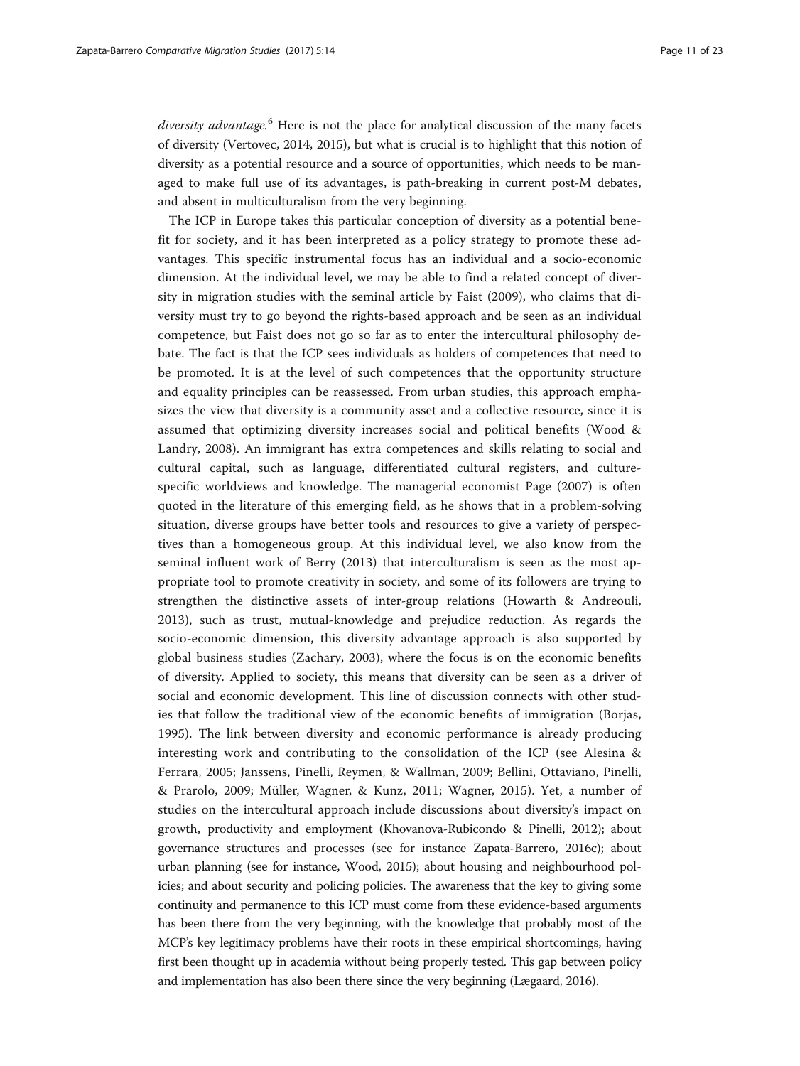*diversity advantage.*[6] Here is not the place for analytical discussion of the many facets of diversity (Vertovec, 2014, 2015), but what is crucial is to highlight that this notion of diversity as a potential resource and a source of opportunities, which needs to be managed to make full use of its advantages, is path-breaking in current post-M debates, and absent in multiculturalism from the very beginning.

The ICP in Europe takes this particular conception of diversity as a potential benefit for society, and it has been interpreted as a policy strategy to promote these advantages. This specific instrumental focus has an individual and a socio-economic dimension. At the individual level, we may be able to find a related concept of diversity in migration studies with the seminal article by Faist (2009), who claims that diversity must try to go beyond the rights-based approach and be seen as an individual competence, but Faist does not go so far as to enter the intercultural philosophy debate. The fact is that the ICP sees individuals as holders of competences that need to be promoted. It is at the level of such competences that the opportunity structure and equality principles can be reassessed. From urban studies, this approach emphasizes the view that diversity is a community asset and a collective resource, since it is assumed that optimizing diversity increases social and political benefits (Wood & Landry, 2008). An immigrant has extra competences and skills relating to social and cultural capital, such as language, differentiated cultural registers, and culture-specific worldviews and knowledge. The managerial economist Page (2007) is often quoted in the literature of this emerging field, as he shows that in a problem-solving situation, diverse groups have better tools and resources to give a variety of perspectives than a homogeneous group. At this individual level, we also know from the seminal influent work of Berry (2013) that interculturalism is seen as the most appropriate tool to promote creativity in society, and some of its followers are trying to strengthen the distinctive assets of inter-group relations (Howarth & Andreouli, 2013), such as trust, mutual-knowledge and prejudice reduction. As regards the socio-economic dimension, this diversity advantage approach is also supported by global business studies (Zachary, 2003), where the focus is on the economic benefits of diversity. Applied to society, this means that diversity can be seen as a driver of social and economic development. This line of discussion connects with other studies that follow the traditional view of the economic benefits of immigration (Borjas, 1995). The link between diversity and economic performance is already producing interesting work and contributing to the consolidation of the ICP (see Alesina & Ferrara, 2005; Janssens, Pinelli, Reymen, & Wallman, 2009; Bellini, Ottaviano, Pinelli, & Prarolo, 2009; Müller, Wagner, & Kunz, 2011; Wagner, 2015). Yet, a number of studies on the intercultural approach include discussions about diversity's impact on growth, productivity and employment (Khovanova-Rubicondo & Pinelli, 2012); about governance structures and processes (see for instance Zapata-Barrero, 2016c); about urban planning (see for instance, Wood, 2015); about housing and neighbourhood policies; and about security and policing policies. The awareness that the key to giving some continuity and permanence to this ICP must come from these evidence-based arguments has been there from the very beginning, with the knowledge that probably most of the MCP's key legitimacy problems have their roots in these empirical shortcomings, having first been thought up in academia without being properly tested. This gap between policy and implementation has also been there since the very beginning (Lægaard, 2016).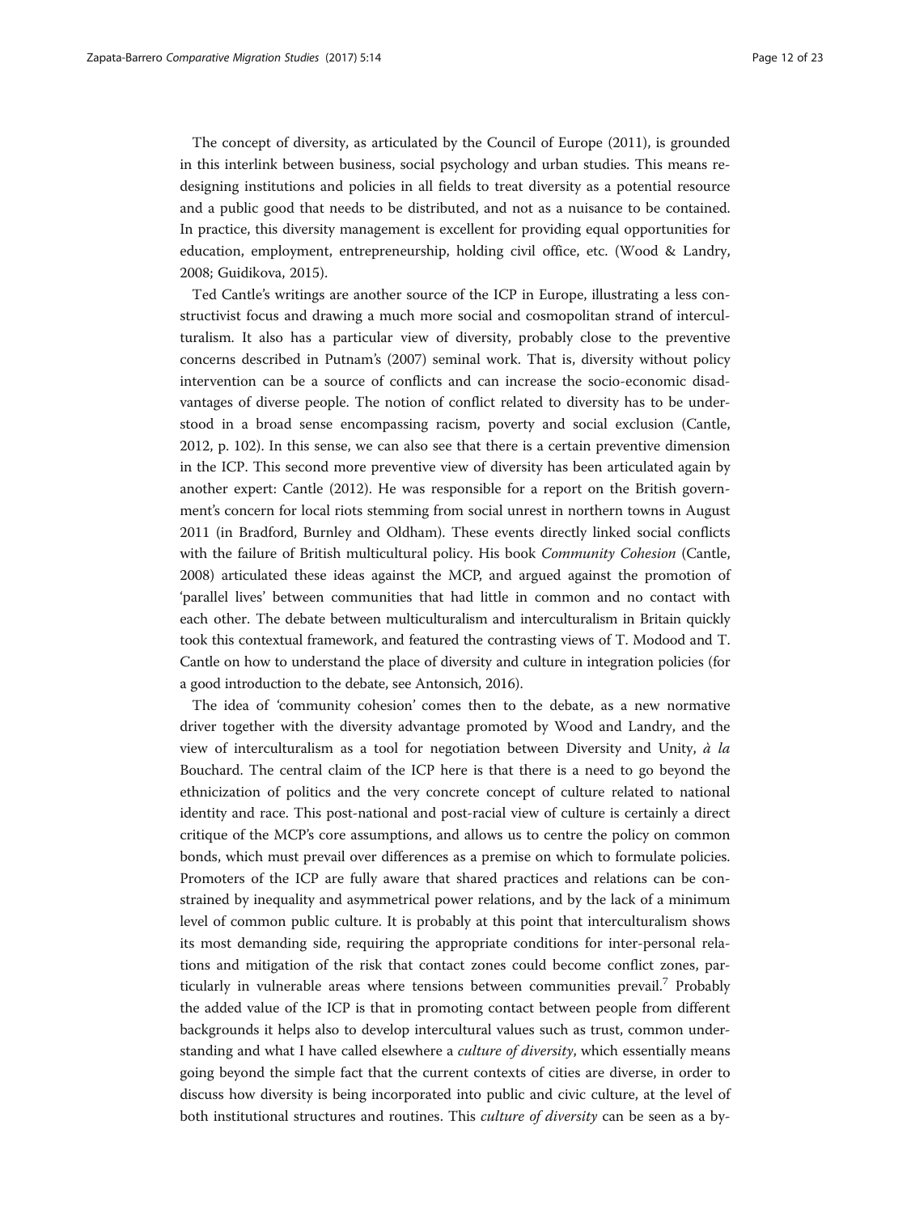The concept of diversity, as articulated by the Council of Europe (2011), is grounded in this interlink between business, social psychology and urban studies. This means re-designing institutions and policies in all fields to treat diversity as a potential resource and a public good that needs to be distributed, and not as a nuisance to be contained. In practice, this diversity management is excellent for providing equal opportunities for education, employment, entrepreneurship, holding civil office, etc. (Wood & Landry, 2008; Guidikova, 2015).

Ted Cantle's writings are another source of the ICP in Europe, illustrating a less constructivist focus and drawing a much more social and cosmopolitan strand of interculturalism. It also has a particular view of diversity, probably close to the preventive concerns described in Putnam's (2007) seminal work. That is, diversity without policy intervention can be a source of conflicts and can increase the socio-economic disadvantages of diverse people. The notion of conflict related to diversity has to be understood in a broad sense encompassing racism, poverty and social exclusion (Cantle, 2012, p. 102). In this sense, we can also see that there is a certain preventive dimension in the ICP. This second more preventive view of diversity has been articulated again by another expert: Cantle (2012). He was responsible for a report on the British government's concern for local riots stemming from social unrest in northern towns in August 2011 (in Bradford, Burnley and Oldham). These events directly linked social conflicts with the failure of British multicultural policy. His book *Community Cohesion* (Cantle, 2008) articulated these ideas against the MCP, and argued against the promotion of 'parallel lives' between communities that had little in common and no contact with each other. The debate between multiculturalism and interculturalism in Britain quickly took this contextual framework, and featured the contrasting views of T. Modood and T. Cantle on how to understand the place of diversity and culture in integration policies (for a good introduction to the debate, see Antonsich, 2016).

The idea of 'community cohesion' comes then to the debate, as a new normative driver together with the diversity advantage promoted by Wood and Landry, and the view of interculturalism as a tool for negotiation between Diversity and Unity, *à la* Bouchard. The central claim of the ICP here is that there is a need to go beyond the ethnicization of politics and the very concrete concept of culture related to national identity and race. This post-national and post-racial view of culture is certainly a direct critique of the MCP's core assumptions, and allows us to centre the policy on common bonds, which must prevail over differences as a premise on which to formulate policies. Promoters of the ICP are fully aware that shared practices and relations can be constrained by inequality and asymmetrical power relations, and by the lack of a minimum level of common public culture. It is probably at this point that interculturalism shows its most demanding side, requiring the appropriate conditions for inter-personal relations and mitigation of the risk that contact zones could become conflict zones, particularly in vulnerable areas where tensions between communities prevail.[7] Probably the added value of the ICP is that in promoting contact between people from different backgrounds it helps also to develop intercultural values such as trust, common understanding and what I have called elsewhere a *culture of diversity*, which essentially means going beyond the simple fact that the current contexts of cities are diverse, in order to discuss how diversity is being incorporated into public and civic culture, at the level of both institutional structures and routines. This *culture of diversity* can be seen as a by-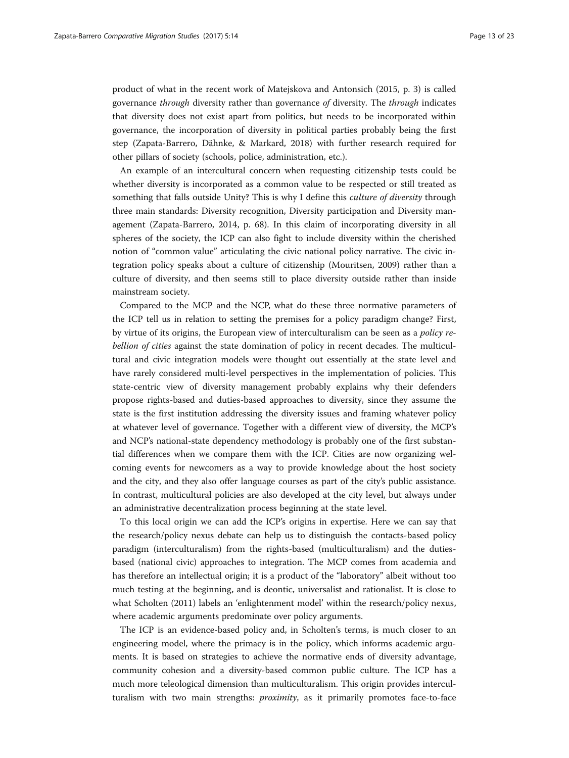product of what in the recent work of Matejskova and Antonsich (2015, p. 3) is called governance *through* diversity rather than governance *of* diversity. The *through* indicates that diversity does not exist apart from politics, but needs to be incorporated within governance, the incorporation of diversity in political parties probably being the first step (Zapata-Barrero, Dähnke, & Markard, 2018) with further research required for other pillars of society (schools, police, administration, etc.).

An example of an intercultural concern when requesting citizenship tests could be whether diversity is incorporated as a common value to be respected or still treated as something that falls outside Unity? This is why I define this *culture of diversity* through three main standards: Diversity recognition, Diversity participation and Diversity management (Zapata-Barrero, 2014, p. 68). In this claim of incorporating diversity in all spheres of the society, the ICP can also fight to include diversity within the cherished notion of "common value" articulating the civic national policy narrative. The civic integration policy speaks about a culture of citizenship (Mouritsen, 2009) rather than a culture of diversity, and then seems still to place diversity outside rather than inside mainstream society.

Compared to the MCP and the NCP, what do these three normative parameters of the ICP tell us in relation to setting the premises for a policy paradigm change? First, by virtue of its origins, the European view of interculturalism can be seen as a *policy rebellion of cities* against the state domination of policy in recent decades. The multicultural and civic integration models were thought out essentially at the state level and have rarely considered multi-level perspectives in the implementation of policies. This state-centric view of diversity management probably explains why their defenders propose rights-based and duties-based approaches to diversity, since they assume the state is the first institution addressing the diversity issues and framing whatever policy at whatever level of governance. Together with a different view of diversity, the MCP's and NCP's national-state dependency methodology is probably one of the first substantial differences when we compare them with the ICP. Cities are now organizing welcoming events for newcomers as a way to provide knowledge about the host society and the city, and they also offer language courses as part of the city's public assistance. In contrast, multicultural policies are also developed at the city level, but always under an administrative decentralization process beginning at the state level.

To this local origin we can add the ICP's origins in expertise. Here we can say that the research/policy nexus debate can help us to distinguish the contacts-based policy paradigm (interculturalism) from the rights-based (multiculturalism) and the duties-based (national civic) approaches to integration. The MCP comes from academia and has therefore an intellectual origin; it is a product of the "laboratory" albeit without too much testing at the beginning, and is deontic, universalist and rationalist. It is close to what Scholten (2011) labels an 'enlightenment model' within the research/policy nexus, where academic arguments predominate over policy arguments.

The ICP is an evidence-based policy and, in Scholten's terms, is much closer to an engineering model, where the primacy is in the policy, which informs academic arguments. It is based on strategies to achieve the normative ends of diversity advantage, community cohesion and a diversity-based common public culture. The ICP has a much more teleological dimension than multiculturalism. This origin provides interculturalism with two main strengths: *proximity*, as it primarily promotes face-to-face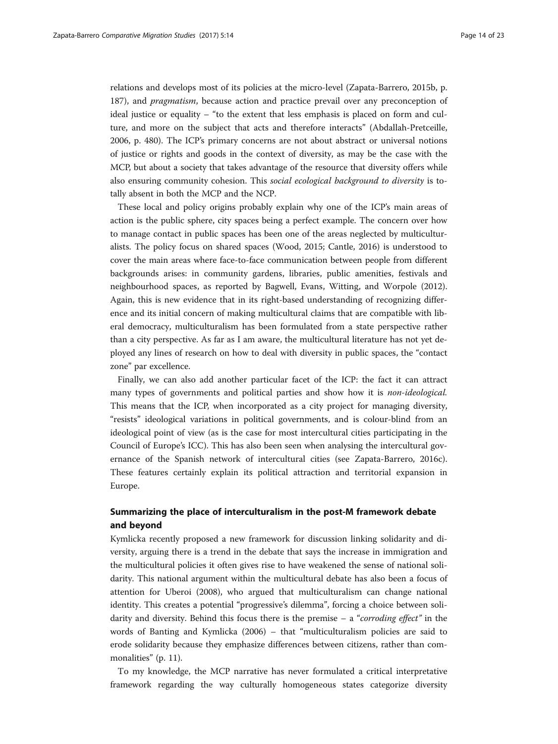relations and develops most of its policies at the micro-level (Zapata-Barrero, 2015b, p. 187), and *pragmatism*, because action and practice prevail over any preconception of ideal justice or equality – "to the extent that less emphasis is placed on form and culture, and more on the subject that acts and therefore interacts" (Abdallah-Pretceille, 2006, p. 480). The ICP's primary concerns are not about abstract or universal notions of justice or rights and goods in the context of diversity, as may be the case with the MCP, but about a society that takes advantage of the resource that diversity offers while also ensuring community cohesion. This *social ecological background to diversity* is totally absent in both the MCP and the NCP.

These local and policy origins probably explain why one of the ICP's main areas of action is the public sphere, city spaces being a perfect example. The concern over how to manage contact in public spaces has been one of the areas neglected by multiculturalists. The policy focus on shared spaces (Wood, 2015; Cantle, 2016) is understood to cover the main areas where face-to-face communication between people from different backgrounds arises: in community gardens, libraries, public amenities, festivals and neighbourhood spaces, as reported by Bagwell, Evans, Witting, and Worpole (2012). Again, this is new evidence that in its right-based understanding of recognizing difference and its initial concern of making multicultural claims that are compatible with liberal democracy, multiculturalism has been formulated from a state perspective rather than a city perspective. As far as I am aware, the multicultural literature has not yet deployed any lines of research on how to deal with diversity in public spaces, the "contact zone" par excellence.

Finally, we can also add another particular facet of the ICP: the fact it can attract many types of governments and political parties and show how it is *non-ideological.* This means that the ICP, when incorporated as a city project for managing diversity, "resists" ideological variations in political governments, and is colour-blind from an ideological point of view (as is the case for most intercultural cities participating in the Council of Europe's ICC). This has also been seen when analysing the intercultural governance of the Spanish network of intercultural cities (see Zapata-Barrero, 2016c). These features certainly explain its political attraction and territorial expansion in Europe.

## Summarizing the place of interculturalism in the post-M framework debate and beyond

Kymlicka recently proposed a new framework for discussion linking solidarity and diversity, arguing there is a trend in the debate that says the increase in immigration and the multicultural policies it often gives rise to have weakened the sense of national solidarity. This national argument within the multicultural debate has also been a focus of attention for Uberoi (2008), who argued that multiculturalism can change national identity. This creates a potential "progressive's dilemma", forcing a choice between solidarity and diversity. Behind this focus there is the premise – a "*corroding effect"* in the words of Banting and Kymlicka (2006) – that "multiculturalism policies are said to erode solidarity because they emphasize differences between citizens, rather than commonalities" (p. 11).

To my knowledge, the MCP narrative has never formulated a critical interpretative framework regarding the way culturally homogeneous states categorize diversity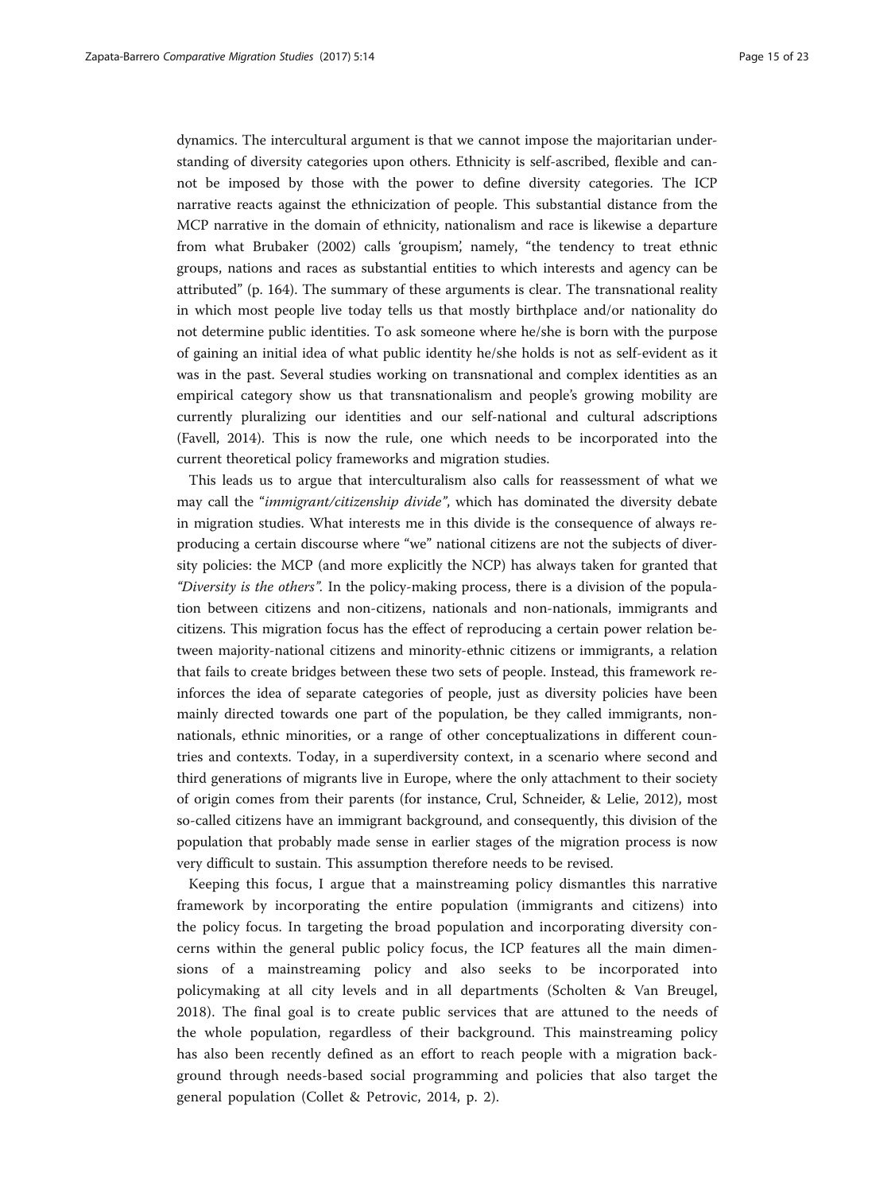dynamics. The intercultural argument is that we cannot impose the majoritarian understanding of diversity categories upon others. Ethnicity is self-ascribed, flexible and cannot be imposed by those with the power to define diversity categories. The ICP narrative reacts against the ethnicization of people. This substantial distance from the MCP narrative in the domain of ethnicity, nationalism and race is likewise a departure from what Brubaker (2002) calls 'groupism', namely, "the tendency to treat ethnic groups, nations and races as substantial entities to which interests and agency can be attributed" (p. 164). The summary of these arguments is clear. The transnational reality in which most people live today tells us that mostly birthplace and/or nationality do not determine public identities. To ask someone where he/she is born with the purpose of gaining an initial idea of what public identity he/she holds is not as self-evident as it was in the past. Several studies working on transnational and complex identities as an empirical category show us that transnationalism and people's growing mobility are currently pluralizing our identities and our self-national and cultural adscriptions (Favell, 2014). This is now the rule, one which needs to be incorporated into the current theoretical policy frameworks and migration studies.

This leads us to argue that interculturalism also calls for reassessment of what we may call the "*immigrant/citizenship divide"*, which has dominated the diversity debate in migration studies. What interests me in this divide is the consequence of always reproducing a certain discourse where "we" national citizens are not the subjects of diversity policies: the MCP (and more explicitly the NCP) has always taken for granted that *"Diversity is the others"*. In the policy-making process, there is a division of the population between citizens and non-citizens, nationals and non-nationals, immigrants and citizens. This migration focus has the effect of reproducing a certain power relation between majority-national citizens and minority-ethnic citizens or immigrants, a relation that fails to create bridges between these two sets of people. Instead, this framework reinforces the idea of separate categories of people, just as diversity policies have been mainly directed towards one part of the population, be they called immigrants, non-nationals, ethnic minorities, or a range of other conceptualizations in different countries and contexts. Today, in a superdiversity context, in a scenario where second and third generations of migrants live in Europe, where the only attachment to their society of origin comes from their parents (for instance, Crul, Schneider, & Lelie, 2012), most so-called citizens have an immigrant background, and consequently, this division of the population that probably made sense in earlier stages of the migration process is now very difficult to sustain. This assumption therefore needs to be revised.

Keeping this focus, I argue that a mainstreaming policy dismantles this narrative framework by incorporating the entire population (immigrants and citizens) into the policy focus. In targeting the broad population and incorporating diversity concerns within the general public policy focus, the ICP features all the main dimensions of a mainstreaming policy and also seeks to be incorporated into policymaking at all city levels and in all departments (Scholten & Van Breugel, 2018). The final goal is to create public services that are attuned to the needs of the whole population, regardless of their background. This mainstreaming policy has also been recently defined as an effort to reach people with a migration background through needs-based social programming and policies that also target the general population (Collet & Petrovic, 2014, p. 2).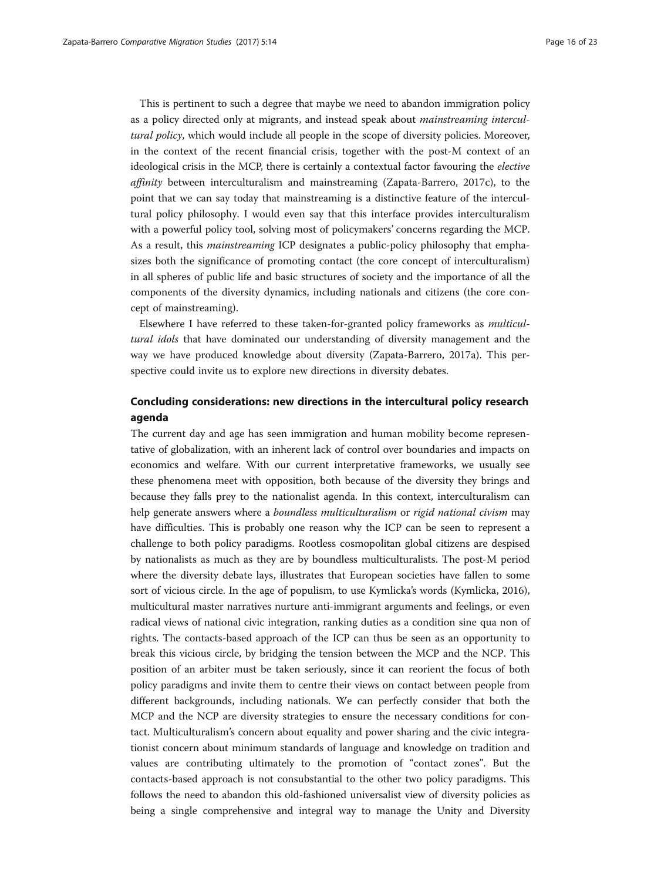This is pertinent to such a degree that maybe we need to abandon immigration policy as a policy directed only at migrants, and instead speak about *mainstreaming intercultural policy*, which would include all people in the scope of diversity policies. Moreover, in the context of the recent financial crisis, together with the post-M context of an ideological crisis in the MCP, there is certainly a contextual factor favouring the *elective affinity* between interculturalism and mainstreaming (Zapata-Barrero, 2017c), to the point that we can say today that mainstreaming is a distinctive feature of the intercultural policy philosophy. I would even say that this interface provides interculturalism with a powerful policy tool, solving most of policymakers' concerns regarding the MCP. As a result, this *mainstreaming* ICP designates a public-policy philosophy that emphasizes both the significance of promoting contact (the core concept of interculturalism) in all spheres of public life and basic structures of society and the importance of all the components of the diversity dynamics, including nationals and citizens (the core concept of mainstreaming).

Elsewhere I have referred to these taken-for-granted policy frameworks as *multicultural idols* that have dominated our understanding of diversity management and the way we have produced knowledge about diversity (Zapata-Barrero, 2017a). This perspective could invite us to explore new directions in diversity debates.

## Concluding considerations: new directions in the intercultural policy research agenda

The current day and age has seen immigration and human mobility become representative of globalization, with an inherent lack of control over boundaries and impacts on economics and welfare. With our current interpretative frameworks, we usually see these phenomena meet with opposition, both because of the diversity they brings and because they falls prey to the nationalist agenda. In this context, interculturalism can help generate answers where a *boundless multiculturalism* or *rigid national civism* may have difficulties. This is probably one reason why the ICP can be seen to represent a challenge to both policy paradigms. Rootless cosmopolitan global citizens are despised by nationalists as much as they are by boundless multiculturalists. The post-M period where the diversity debate lays, illustrates that European societies have fallen to some sort of vicious circle. In the age of populism, to use Kymlicka's words (Kymlicka, 2016), multicultural master narratives nurture anti-immigrant arguments and feelings, or even radical views of national civic integration, ranking duties as a condition sine qua non of rights. The contacts-based approach of the ICP can thus be seen as an opportunity to break this vicious circle, by bridging the tension between the MCP and the NCP. This position of an arbiter must be taken seriously, since it can reorient the focus of both policy paradigms and invite them to centre their views on contact between people from different backgrounds, including nationals. We can perfectly consider that both the MCP and the NCP are diversity strategies to ensure the necessary conditions for contact. Multiculturalism's concern about equality and power sharing and the civic integrationist concern about minimum standards of language and knowledge on tradition and values are contributing ultimately to the promotion of "contact zones". But the contacts-based approach is not consubstantial to the other two policy paradigms. This follows the need to abandon this old-fashioned universalist view of diversity policies as being a single comprehensive and integral way to manage the Unity and Diversity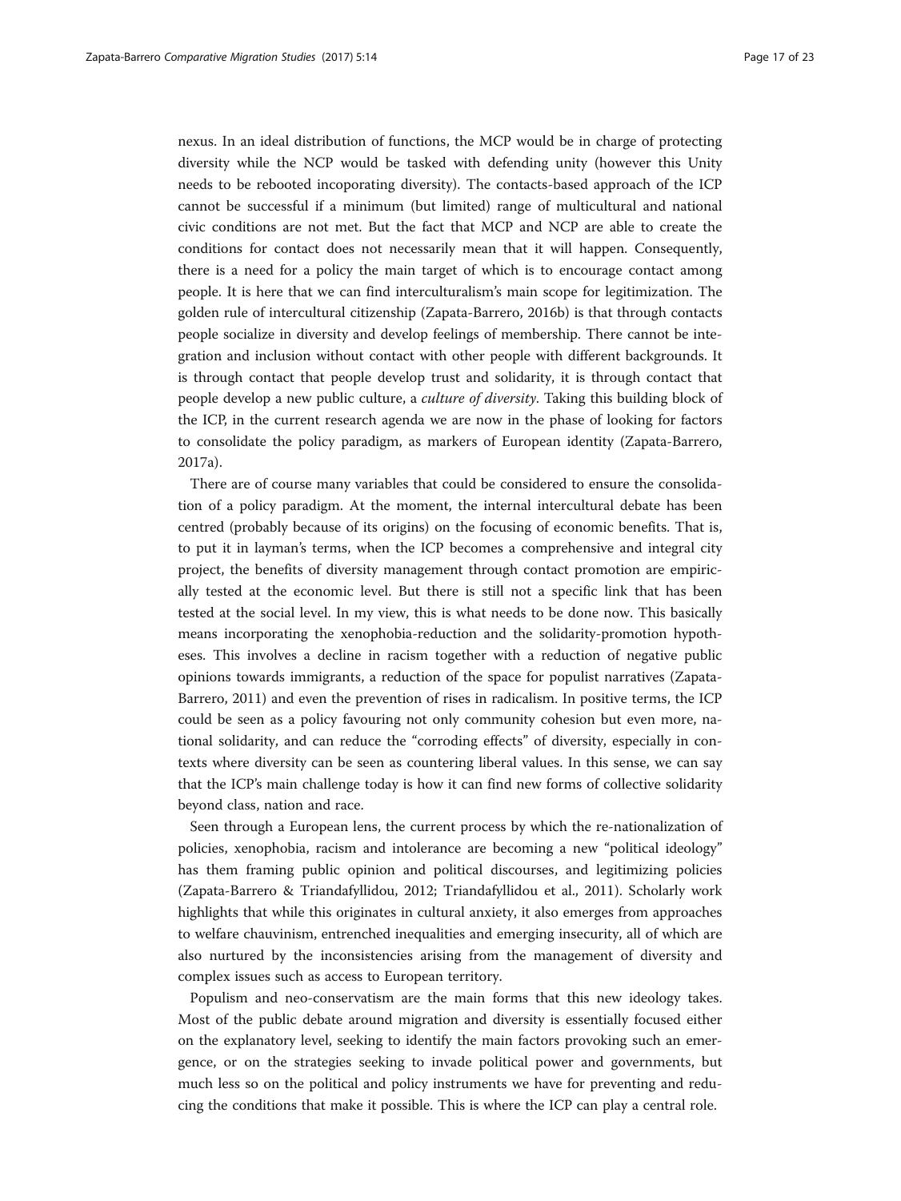nexus. In an ideal distribution of functions, the MCP would be in charge of protecting diversity while the NCP would be tasked with defending unity (however this Unity needs to be rebooted incoporating diversity). The contacts-based approach of the ICP cannot be successful if a minimum (but limited) range of multicultural and national civic conditions are not met. But the fact that MCP and NCP are able to create the conditions for contact does not necessarily mean that it will happen. Consequently, there is a need for a policy the main target of which is to encourage contact among people. It is here that we can find interculturalism's main scope for legitimization. The golden rule of intercultural citizenship (Zapata-Barrero, 2016b) is that through contacts people socialize in diversity and develop feelings of membership. There cannot be integration and inclusion without contact with other people with different backgrounds. It is through contact that people develop trust and solidarity, it is through contact that people develop a new public culture, a *culture of diversity*. Taking this building block of the ICP, in the current research agenda we are now in the phase of looking for factors to consolidate the policy paradigm, as markers of European identity (Zapata-Barrero, 2017a).

There are of course many variables that could be considered to ensure the consolidation of a policy paradigm. At the moment, the internal intercultural debate has been centred (probably because of its origins) on the focusing of economic benefits. That is, to put it in layman's terms, when the ICP becomes a comprehensive and integral city project, the benefits of diversity management through contact promotion are empirically tested at the economic level. But there is still not a specific link that has been tested at the social level. In my view, this is what needs to be done now. This basically means incorporating the xenophobia-reduction and the solidarity-promotion hypotheses. This involves a decline in racism together with a reduction of negative public opinions towards immigrants, a reduction of the space for populist narratives (Zapata-Barrero, 2011) and even the prevention of rises in radicalism. In positive terms, the ICP could be seen as a policy favouring not only community cohesion but even more, national solidarity, and can reduce the "corroding effects" of diversity, especially in contexts where diversity can be seen as countering liberal values. In this sense, we can say that the ICP's main challenge today is how it can find new forms of collective solidarity beyond class, nation and race.

Seen through a European lens, the current process by which the re-nationalization of policies, xenophobia, racism and intolerance are becoming a new "political ideology" has them framing public opinion and political discourses, and legitimizing policies (Zapata-Barrero & Triandafyllidou, 2012; Triandafyllidou et al., 2011). Scholarly work highlights that while this originates in cultural anxiety, it also emerges from approaches to welfare chauvinism, entrenched inequalities and emerging insecurity, all of which are also nurtured by the inconsistencies arising from the management of diversity and complex issues such as access to European territory.

Populism and neo-conservatism are the main forms that this new ideology takes. Most of the public debate around migration and diversity is essentially focused either on the explanatory level, seeking to identify the main factors provoking such an emergence, or on the strategies seeking to invade political power and governments, but much less so on the political and policy instruments we have for preventing and reducing the conditions that make it possible. This is where the ICP can play a central role.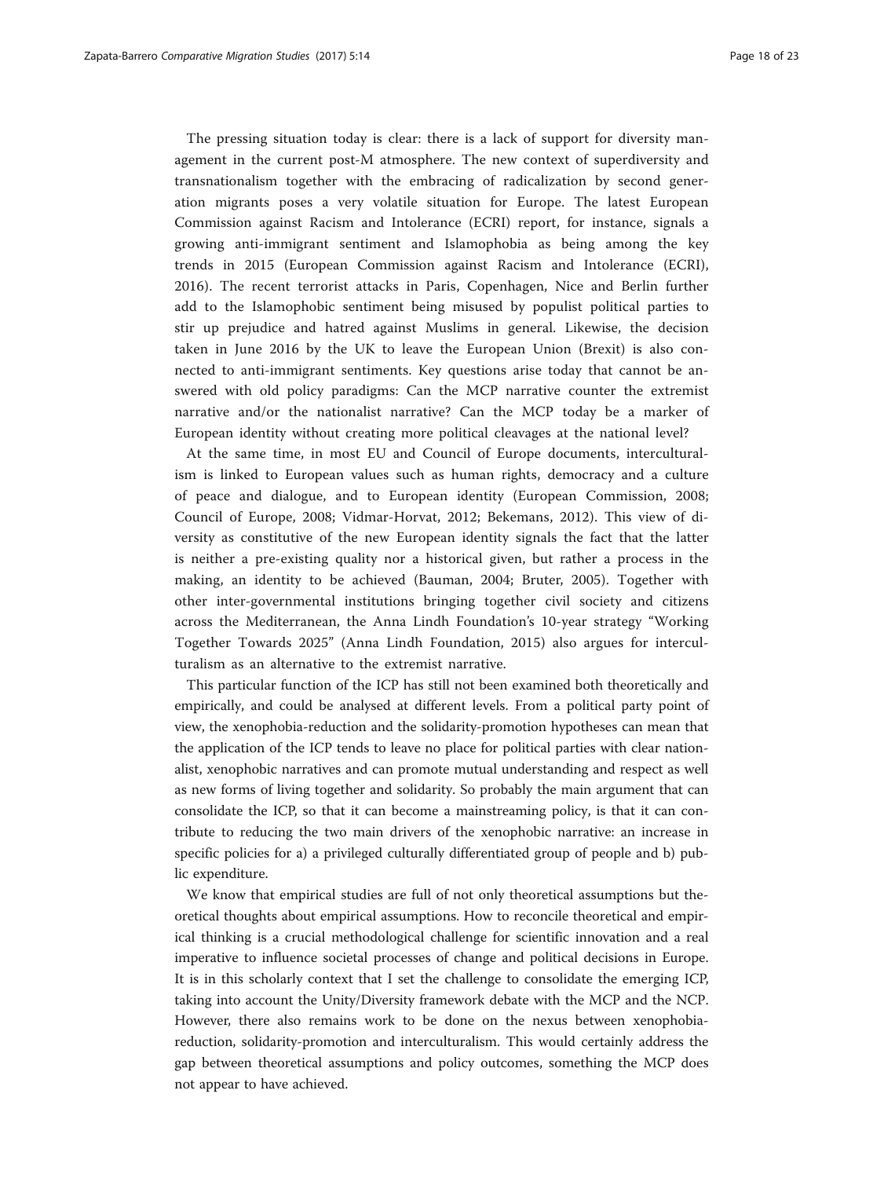The pressing situation today is clear: there is a lack of support for diversity management in the current post-M atmosphere. The new context of superdiversity and transnationalism together with the embracing of radicalization by second generation migrants poses a very volatile situation for Europe. The latest European Commission against Racism and Intolerance (ECRI) report, for instance, signals a growing anti-immigrant sentiment and Islamophobia as being among the key trends in 2015 (European Commission against Racism and Intolerance (ECRI), 2016). The recent terrorist attacks in Paris, Copenhagen, Nice and Berlin further add to the Islamophobic sentiment being misused by populist political parties to stir up prejudice and hatred against Muslims in general. Likewise, the decision taken in June 2016 by the UK to leave the European Union (Brexit) is also connected to anti-immigrant sentiments. Key questions arise today that cannot be answered with old policy paradigms: Can the MCP narrative counter the extremist narrative and/or the nationalist narrative? Can the MCP today be a marker of European identity without creating more political cleavages at the national level?

At the same time, in most EU and Council of Europe documents, interculturalism is linked to European values such as human rights, democracy and a culture of peace and dialogue, and to European identity (European Commission, 2008; Council of Europe, 2008; Vidmar-Horvat, 2012; Bekemans, 2012). This view of diversity as constitutive of the new European identity signals the fact that the latter is neither a pre-existing quality nor a historical given, but rather a process in the making, an identity to be achieved (Bauman, 2004; Bruter, 2005). Together with other inter-governmental institutions bringing together civil society and citizens across the Mediterranean, the Anna Lindh Foundation's 10-year strategy "Working Together Towards 2025" (Anna Lindh Foundation, 2015) also argues for interculturalism as an alternative to the extremist narrative.

This particular function of the ICP has still not been examined both theoretically and empirically, and could be analysed at different levels. From a political party point of view, the xenophobia-reduction and the solidarity-promotion hypotheses can mean that the application of the ICP tends to leave no place for political parties with clear nationalist, xenophobic narratives and can promote mutual understanding and respect as well as new forms of living together and solidarity. So probably the main argument that can consolidate the ICP, so that it can become a mainstreaming policy, is that it can contribute to reducing the two main drivers of the xenophobic narrative: an increase in specific policies for a) a privileged culturally differentiated group of people and b) public expenditure.

We know that empirical studies are full of not only theoretical assumptions but theoretical thoughts about empirical assumptions. How to reconcile theoretical and empirical thinking is a crucial methodological challenge for scientific innovation and a real imperative to influence societal processes of change and political decisions in Europe. It is in this scholarly context that I set the challenge to consolidate the emerging ICP, taking into account the Unity/Diversity framework debate with the MCP and the NCP. However, there also remains work to be done on the nexus between xenophobia-reduction, solidarity-promotion and interculturalism. This would certainly address the gap between theoretical assumptions and policy outcomes, something the MCP does not appear to have achieved.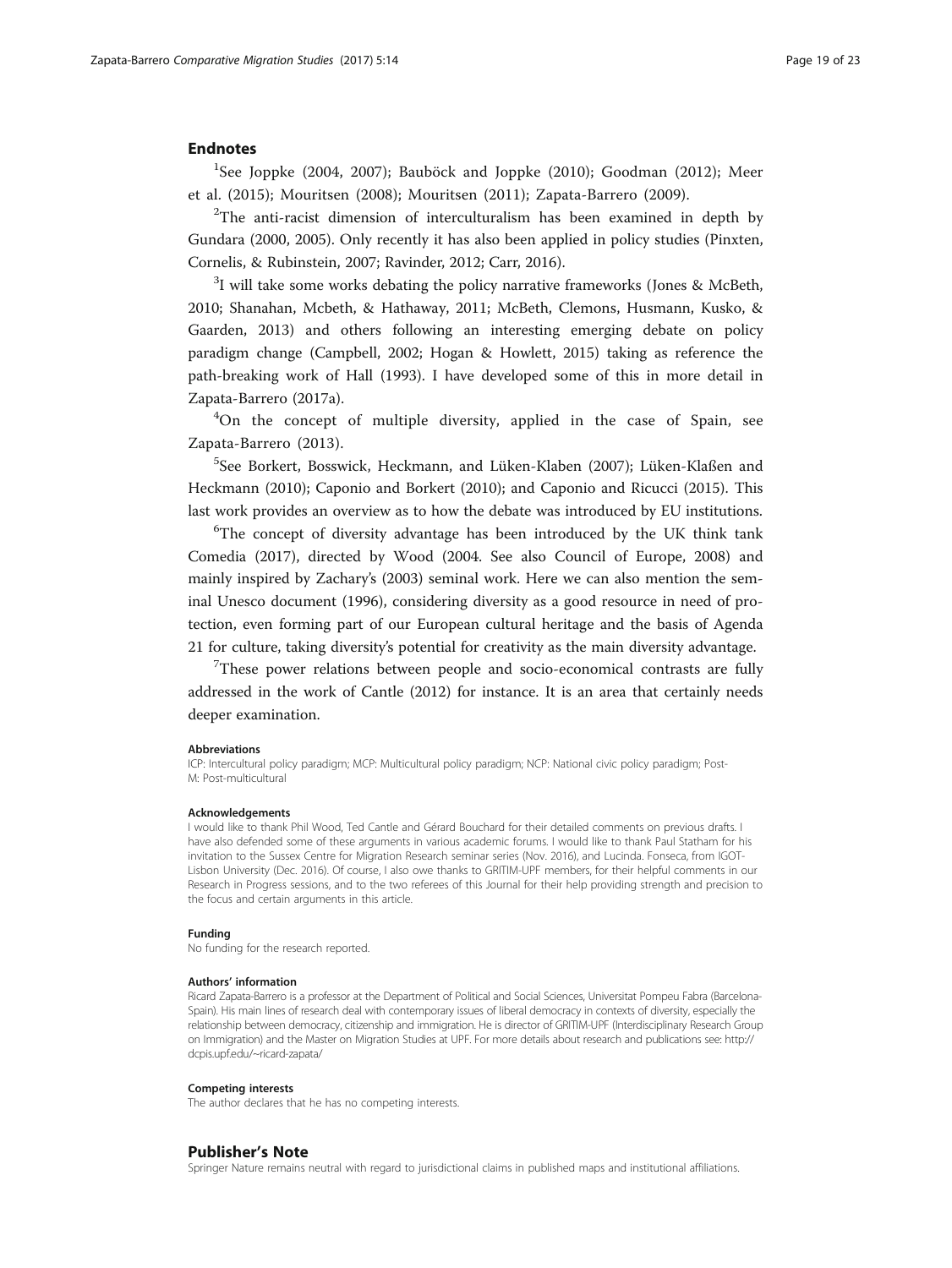## Endnotes

[1]See Joppke (2004, 2007); Bauböck and Joppke (2010); Goodman (2012); Meer et al. (2015); Mouritsen (2008); Mouritsen (2011); Zapata-Barrero (2009).

[2]The anti-racist dimension of interculturalism has been examined in depth by Gundara (2000, 2005). Only recently it has also been applied in policy studies (Pinxten, Cornelis, & Rubinstein, 2007; Ravinder, 2012; Carr, 2016).

[3]I will take some works debating the policy narrative frameworks (Jones & McBeth, 2010; Shanahan, Mcbeth, & Hathaway, 2011; McBeth, Clemons, Husmann, Kusko, & Gaarden, 2013) and others following an interesting emerging debate on policy paradigm change (Campbell, 2002; Hogan & Howlett, 2015) taking as reference the path-breaking work of Hall (1993). I have developed some of this in more detail in Zapata-Barrero (2017a).

[4]On the concept of multiple diversity, applied in the case of Spain, see Zapata-Barrero (2013).

[5]See Borkert, Bosswick, Heckmann, and Lüken-Klaben (2007); Lüken-Klaßen and Heckmann (2010); Caponio and Borkert (2010); and Caponio and Ricucci (2015). This last work provides an overview as to how the debate was introduced by EU institutions.

[6]The concept of diversity advantage has been introduced by the UK think tank Comedia (2017), directed by Wood (2004. See also Council of Europe, 2008) and mainly inspired by Zachary's (2003) seminal work. Here we can also mention the seminal Unesco document (1996), considering diversity as a good resource in need of protection, even forming part of our European cultural heritage and the basis of Agenda 21 for culture, taking diversity's potential for creativity as the main diversity advantage.

[7]These power relations between people and socio-economical contrasts are fully addressed in the work of Cantle (2012) for instance. It is an area that certainly needs deeper examination.

#### Abbreviations
ICP: Intercultural policy paradigm; MCP: Multicultural policy paradigm; NCP: National civic policy paradigm; Post-M: Post-multicultural

#### Acknowledgements
I would like to thank Phil Wood, Ted Cantle and Gérard Bouchard for their detailed comments on previous drafts. I have also defended some of these arguments in various academic forums. I would like to thank Paul Statham for his invitation to the Sussex Centre for Migration Research seminar series (Nov. 2016), and Lucinda. Fonseca, from IGOT-Lisbon University (Dec. 2016). Of course, I also owe thanks to GRITIM-UPF members, for their helpful comments in our Research in Progress sessions, and to the two referees of this Journal for their help providing strength and precision to the focus and certain arguments in this article.

#### Funding
No funding for the research reported.

#### Authors' information
Ricard Zapata-Barrero is a professor at the Department of Political and Social Sciences, Universitat Pompeu Fabra (Barcelona-Spain). His main lines of research deal with contemporary issues of liberal democracy in contexts of diversity, especially the relationship between democracy, citizenship and immigration. He is director of GRITIM-UPF (Interdisciplinary Research Group on Immigration) and the Master on Migration Studies at UPF. For more details about research and publications see: http://dcpis.upf.edu/~ricard-zapata/

#### Competing interests
The author declares that he has no competing interests.

## Publisher's Note
Springer Nature remains neutral with regard to jurisdictional claims in published maps and institutional affiliations.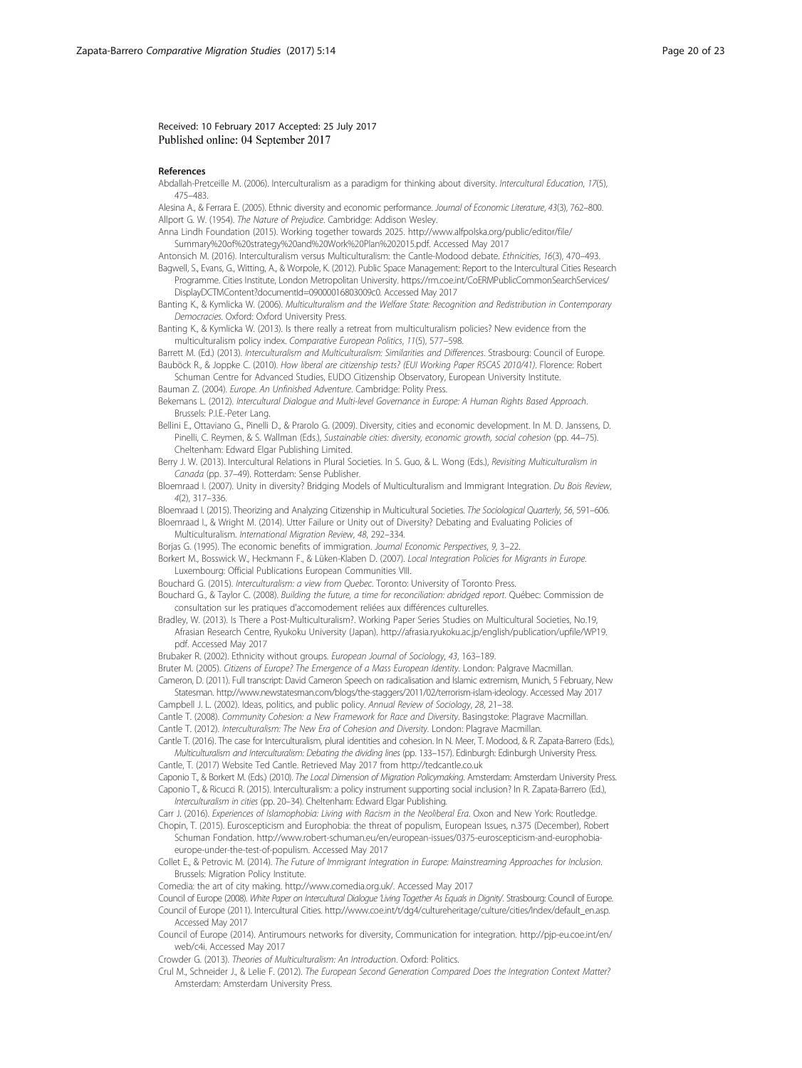Received: 10 February 2017 Accepted: 25 July 2017
Published online: 04 September 2017

## References

Abdallah-Pretceille M. (2006). Interculturalism as a paradigm for thinking about diversity. *Intercultural Education*, *17*(5), 475–483.

Alesina A., & Ferrara E. (2005). Ethnic diversity and economic performance. *Journal of Economic Literature*, *43*(3), 762–800.

Allport G. W. (1954). *The Nature of Prejudice*. Cambridge: Addison Wesley.

Anna Lindh Foundation (2015). Working together towards 2025. http://www.alfpolska.org/public/editor/file/Summary%20of%20strategy%20and%20Work%20Plan%202015.pdf. Accessed May 2017

Antonsich M. (2016). Interculturalism versus Multiculturalism: the Cantle-Modood debate. *Ethnicities*, *16*(3), 470–493.

Bagwell, S., Evans, G., Witting, A., & Worpole, K. (2012). Public Space Management: Report to the Intercultural Cities Research Programme. Cities Institute, London Metropolitan University. https://rm.coe.int/CoERMPublicCommonSearchServices/DisplayDCTMContent?documentId=09000016803009c0. Accessed May 2017

Banting K., & Kymlicka W. (2006). *Multiculturalism and the Welfare State: Recognition and Redistribution in Contemporary Democracies*. Oxford: Oxford University Press.

Banting K., & Kymlicka W. (2013). Is there really a retreat from multiculturalism policies? New evidence from the multiculturalism policy index. *Comparative European Politics*, *11*(5), 577–598.

Barrett M. (Ed.) (2013). *Interculturalism and Multiculturalism: Similarities and Differences*. Strasbourg: Council of Europe.

Bauböck R., & Joppke C. (2010). *How liberal are citizenship tests? (EUI Working Paper RSCAS 2010/41)*. Florence: Robert Schuman Centre for Advanced Studies, EUDO Citizenship Observatory, European University Institute.

Bauman Z. (2004). *Europe. An Unfinished Adventure*. Cambridge: Polity Press.

Bekemans L. (2012). *Intercultural Dialogue and Multi-level Governance in Europe: A Human Rights Based Approach*. Brussels: P.I.E.-Peter Lang.

Bellini E., Ottaviano G., Pinelli D., & Prarolo G. (2009). Diversity, cities and economic development. In M. D. Janssens, D. Pinelli, C. Reymen, & S. Wallman (Eds.), *Sustainable cities: diversity, economic growth, social cohesion* (pp. 44–75). Cheltenham: Edward Elgar Publishing Limited.

Berry J. W. (2013). Intercultural Relations in Plural Societies. In S. Guo, & L. Wong (Eds.), *Revisiting Multiculturalism in Canada* (pp. 37–49). Rotterdam: Sense Publisher.

Bloemraad I. (2007). Unity in diversity? Bridging Models of Multiculturalism and Immigrant Integration. *Du Bois Review*, *4*(2), 317–336.

Bloemraad I. (2015). Theorizing and Analyzing Citizenship in Multicultural Societies. *The Sociological Quarterly*, *56*, 591–606.

Bloemraad I., & Wright M. (2014). Utter Failure or Unity out of Diversity? Debating and Evaluating Policies of Multiculturalism. *International Migration Review*, *48*, 292–334.

Borjas G. (1995). The economic benefits of immigration. *Journal Economic Perspectives*, *9*, 3–22.

Borkert M., Bosswick W., Heckmann F., & Lüken-Klaben D. (2007). *Local Integration Policies for Migrants in Europe*. Luxembourg: Official Publications European Communities VIII.

Bouchard G. (2015). *Interculturalism: a view from Quebec*. Toronto: University of Toronto Press.

Bouchard G., & Taylor C. (2008). *Building the future, a time for reconciliation: abridged report*. Québec: Commission de consultation sur les pratiques d'accomodement reliées aux différences culturelles.

Bradley, W. (2013). Is There a Post-Multiculturalism?. Working Paper Series Studies on Multicultural Societies, No.19, Afrasian Research Centre, Ryukoku University (Japan). http://afrasia.ryukoku.ac.jp/english/publication/upfile/WP19.pdf. Accessed May 2017

Brubaker R. (2002). Ethnicity without groups. *European Journal of Sociology*, *43*, 163–189.

Bruter M. (2005). *Citizens of Europe? The Emergence of a Mass European Identity*. London: Palgrave Macmillan.

Cameron, D. (2011). Full transcript: David Cameron Speech on radicalisation and Islamic extremism, Munich, 5 February, New Statesman. http://www.newstatesman.com/blogs/the-staggers/2011/02/terrorism-islam-ideology. Accessed May 2017

Campbell J. L. (2002). Ideas, politics, and public policy. *Annual Review of Sociology*, *28*, 21–38.

Cantle T. (2008). *Community Cohesion: a New Framework for Race and Diversity*. Basingstoke: Plagrave Macmillan.

Cantle T. (2012). *Interculturalism: The New Era of Cohesion and Diversity*. London: Plagrave Macmillan.

Cantle T. (2016). The case for Interculturalism, plural identities and cohesion. In N. Meer, T. Modood, & R. Zapata-Barrero (Eds.), *Multiculturalism and Interculturalism: Debating the dividing lines* (pp. 133–157). Edinburgh: Edinburgh University Press.

Cantle, T. (2017) Website Ted Cantle. Retrieved May 2017 from http://tedcantle.co.uk

Caponio T., & Borkert M. (Eds.) (2010). *The Local Dimension of Migration Policymaking*. Amsterdam: Amsterdam University Press.

Caponio T., & Ricucci R. (2015). Interculturalism: a policy instrument supporting social inclusion? In R. Zapata-Barrero (Ed.), *Interculturalism in cities* (pp. 20–34). Cheltenham: Edward Elgar Publishing.

Carr J. (2016). *Experiences of Islamophobia: Living with Racism in the Neoliberal Era*. Oxon and New York: Routledge.

Chopin, T. (2015). Euroscepticism and Europhobia: the threat of populism, European Issues, n.375 (December), Robert Schuman Fondation. http://www.robert-schuman.eu/en/european-issues/0375-euroscepticism-and-europhobia-europe-under-the-test-of-populism. Accessed May 2017

Collet E., & Petrovic M. (2014). *The Future of Immigrant Integration in Europe: Mainstreaming Approaches for Inclusion*. Brussels: Migration Policy Institute.

Comedia: the art of city making. http://www.comedia.org.uk/. Accessed May 2017

Council of Europe (2008). *White Paper on Intercultural Dialogue 'Living Together As Equals in Dignity'*. Strasbourg: Council of Europe.

Council of Europe (2011). Intercultural Cities. http://www.coe.int/t/dg4/cultureheritage/culture/cities/Index/default_en.asp. Accessed May 2017

Council of Europe (2014). Antirumours networks for diversity, Communication for integration. http://pjp-eu.coe.int/en/web/c4i. Accessed May 2017

Crowder G. (2013). *Theories of Multiculturalism: An Introduction*. Oxford: Politics.

Crul M., Schneider J., & Lelie F. (2012). *The European Second Generation Compared Does the Integration Context Matter?* Amsterdam: Amsterdam University Press.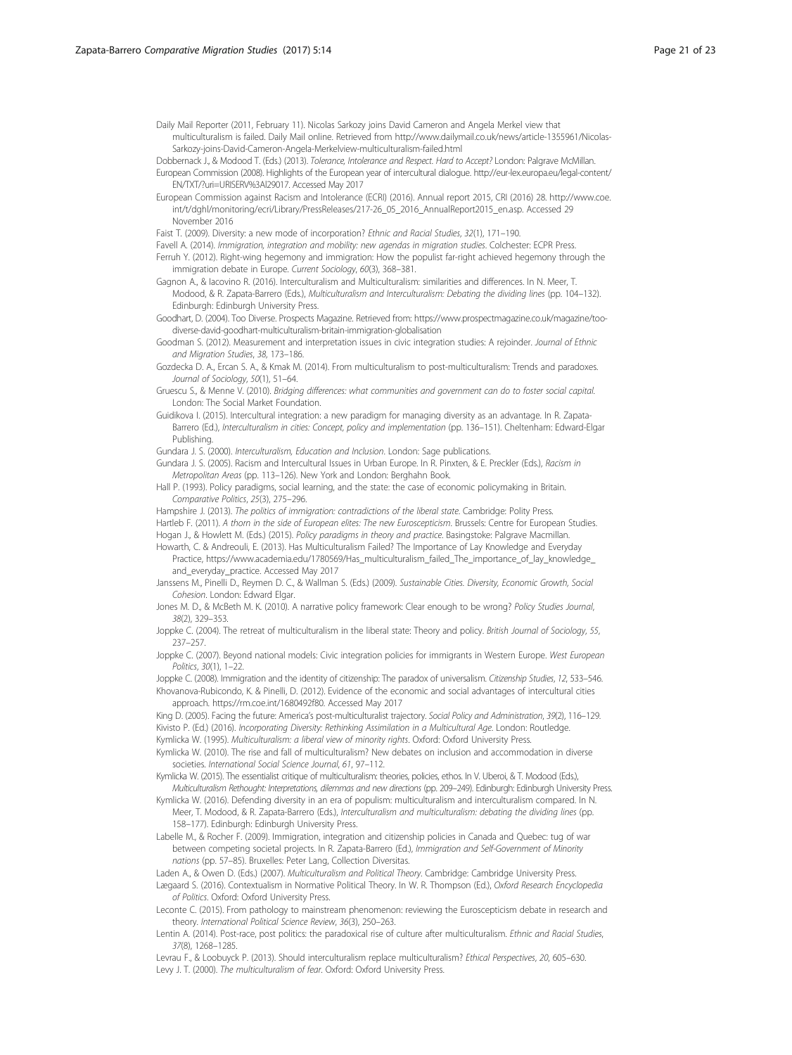Daily Mail Reporter (2011, February 11). Nicolas Sarkozy joins David Cameron and Angela Merkel view that multiculturalism is failed. Daily Mail online. Retrieved from http://www.dailymail.co.uk/news/article-1355961/Nicolas-Sarkozy-joins-David-Cameron-Angela-Merkelview-multiculturalism-failed.html

Dobbernack J., & Modood T. (Eds.) (2013). *Tolerance, Intolerance and Respect. Hard to Accept?* London: Palgrave McMillan.

European Commission (2008). Highlights of the European year of intercultural dialogue. http://eur-lex.europa.eu/legal-content/EN/TXT/?uri=URISERV%3Al29017. Accessed May 2017

European Commission against Racism and Intolerance (ECRI) (2016). Annual report 2015, CRI (2016) 28. http://www.coe.int/t/dghl/monitoring/ecri/Library/PressReleases/217-26_05_2016_AnnualReport2015_en.asp. Accessed 29 November 2016

Faist T. (2009). Diversity: a new mode of incorporation? *Ethnic and Racial Studies*, *32*(1), 171–190.

Favell A. (2014). *Immigration, integration and mobility: new agendas in migration studies*. Colchester: ECPR Press.

Ferruh Y. (2012). Right-wing hegemony and immigration: How the populist far-right achieved hegemony through the immigration debate in Europe. *Current Sociology*, *60*(3), 368–381.

Gagnon A., & Iacovino R. (2016). Interculturalism and Multiculturalism: similarities and differences. In N. Meer, T. Modood, & R. Zapata-Barrero (Eds.), *Multiculturalism and Interculturalism: Debating the dividing lines* (pp. 104–132). Edinburgh: Edinburgh University Press.

Goodhart, D. (2004). Too Diverse. Prospects Magazine. Retrieved from: https://www.prospectmagazine.co.uk/magazine/too-diverse-david-goodhart-multiculturalism-britain-immigration-globalisation

Goodman S. (2012). Measurement and interpretation issues in civic integration studies: A rejoinder. *Journal of Ethnic and Migration Studies*, *38*, 173–186.

Gozdecka D. A., Ercan S. A., & Kmak M. (2014). From multiculturalism to post-multiculturalism: Trends and paradoxes. *Journal of Sociology*, *50*(1), 51–64.

Gruescu S., & Menne V. (2010). *Bridging differences: what communities and government can do to foster social capital*. London: The Social Market Foundation.

Guidikova I. (2015). Intercultural integration: a new paradigm for managing diversity as an advantage. In R. Zapata-Barrero (Ed.), *Interculturalism in cities: Concept, policy and implementation* (pp. 136–151). Cheltenham: Edward-Elgar Publishing.

Gundara J. S. (2000). *Interculturalism, Education and Inclusion*. London: Sage publications.

Gundara J. S. (2005). Racism and Intercultural Issues in Urban Europe. In R. Pinxten, & E. Preckler (Eds.), *Racism in Metropolitan Areas* (pp. 113–126). New York and London: Berghahn Book.

Hall P. (1993). Policy paradigms, social learning, and the state: the case of economic policymaking in Britain. *Comparative Politics*, *25*(3), 275–296.

Hampshire J. (2013). *The politics of immigration: contradictions of the liberal state*. Cambridge: Polity Press.

Hartleb F. (2011). *A thorn in the side of European elites: The new Euroscepticism*. Brussels: Centre for European Studies.

Hogan J., & Howlett M. (Eds.) (2015). *Policy paradigms in theory and practice*. Basingstoke: Palgrave Macmillan.

Howarth, C. & Andreouli, E. (2013). Has Multiculturalism Failed? The Importance of Lay Knowledge and Everyday Practice, https://www.academia.edu/1780569/Has_multiculturalism_failed_The_importance_of_lay_knowledge_and_everyday_practice. Accessed May 2017

Janssens M., Pinelli D., Reymen D. C., & Wallman S. (Eds.) (2009). *Sustainable Cities. Diversity, Economic Growth, Social Cohesion*. London: Edward Elgar.

Jones M. D., & McBeth M. K. (2010). A narrative policy framework: Clear enough to be wrong? *Policy Studies Journal*, *38*(2), 329–353.

Joppke C. (2004). The retreat of multiculturalism in the liberal state: Theory and policy. *British Journal of Sociology*, *55*, 237–257.

Joppke C. (2007). Beyond national models: Civic integration policies for immigrants in Western Europe. *West European Politics*, *30*(1), 1–22.

Joppke C. (2008). Immigration and the identity of citizenship: The paradox of universalism. *Citizenship Studies*, *12*, 533–546.

Khovanova-Rubicondo, K. & Pinelli, D. (2012). Evidence of the economic and social advantages of intercultural cities approach. https://rm.coe.int/1680492f80. Accessed May 2017

King D. (2005). Facing the future: America's post-multiculturalist trajectory. *Social Policy and Administration*, *39*(2), 116–129.

Kivisto P. (Ed.) (2016). *Incorporating Diversity: Rethinking Assimilation in a Multicultural Age*. London: Routledge.

Kymlicka W. (1995). *Multiculturalism: a liberal view of minority rights*. Oxford: Oxford University Press.

Kymlicka W. (2010). The rise and fall of multiculturalism? New debates on inclusion and accommodation in diverse societies. *International Social Science Journal*, *61*, 97–112.

Kymlicka W. (2015). The essentialist critique of multiculturalism: theories, policies, ethos. In V. Uberoi, & T. Modood (Eds.), *Multiculturalism Rethought: Interpretations, dilemmas and new directions* (pp. 209–249). Edinburgh: Edinburgh University Press.

Kymlicka W. (2016). Defending diversity in an era of populism: multiculturalism and interculturalism compared. In N. Meer, T. Modood, & R. Zapata-Barrero (Eds.), *Interculturalism and multiculturalism: debating the dividing lines* (pp. 158–177). Edinburgh: Edinburgh University Press.

Labelle M., & Rocher F. (2009). Immigration, integration and citizenship policies in Canada and Quebec: tug of war between competing societal projects. In R. Zapata-Barrero (Ed.), *Immigration and Self-Government of Minority nations* (pp. 57–85). Bruxelles: Peter Lang, Collection Diversitas.

Laden A., & Owen D. (Eds.) (2007). *Multiculturalism and Political Theory*. Cambridge: Cambridge University Press.

Lægaard S. (2016). Contextualism in Normative Political Theory. In W. R. Thompson (Ed.), *Oxford Research Encyclopedia of Politics*. Oxford: Oxford University Press.

Leconte C. (2015). From pathology to mainstream phenomenon: reviewing the Euroscepticism debate in research and theory. *International Political Science Review*, *36*(3), 250–263.

Lentin A. (2014). Post-race, post politics: the paradoxical rise of culture after multiculturalism. *Ethnic and Racial Studies*, *37*(8), 1268–1285.

Levrau F., & Loobuyck P. (2013). Should interculturalism replace multiculturalism? *Ethical Perspectives*, *20*, 605–630.

Levy J. T. (2000). *The multiculturalism of fear*. Oxford: Oxford University Press.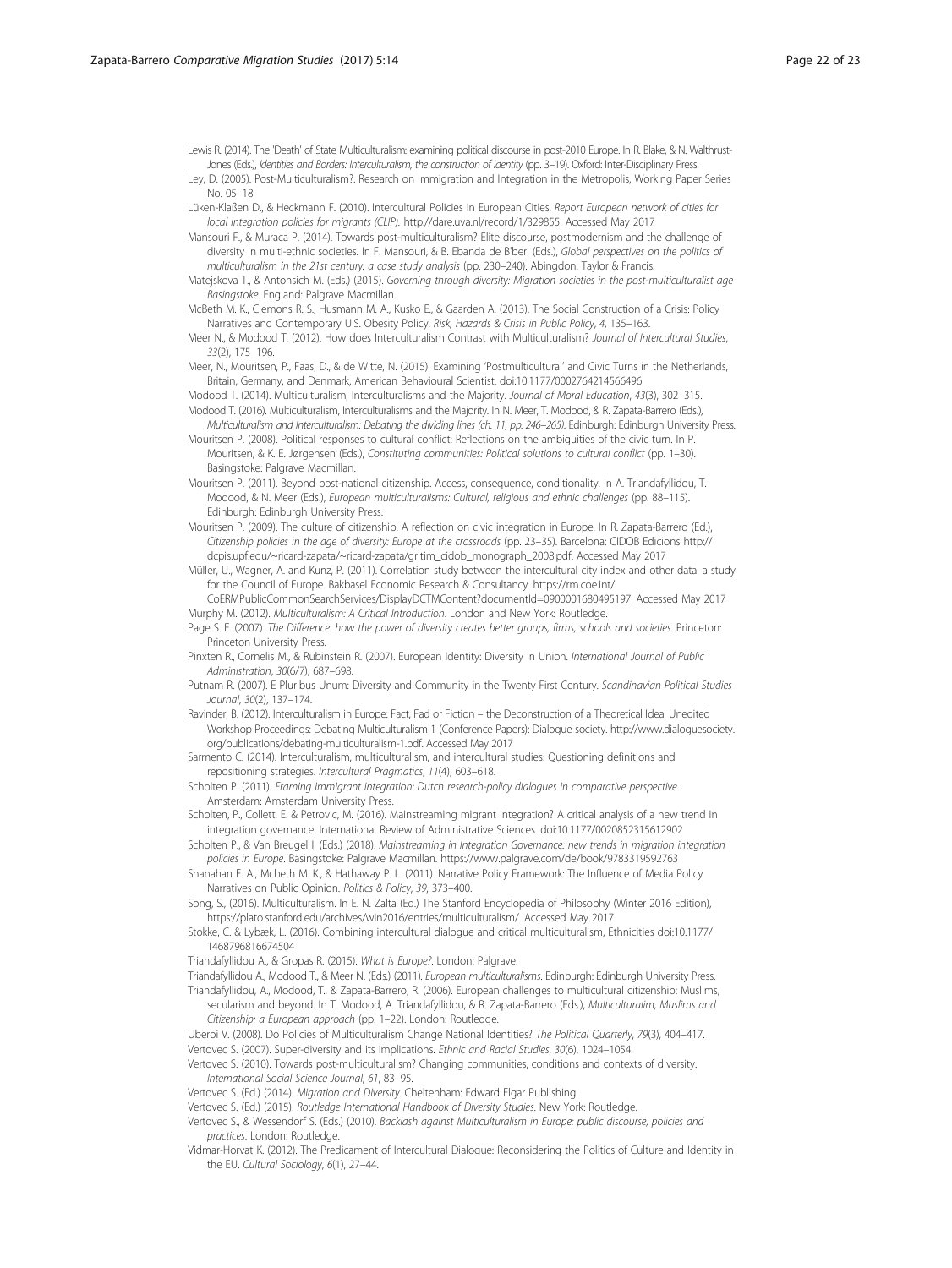Lewis R. (2014). The 'Death' of State Multiculturalism: examining political discourse in post-2010 Europe. In R. Blake, & N. Walthrust-Jones (Eds.), *Identities and Borders: Interculturalism, the construction of identity* (pp. 3–19). Oxford: Inter-Disciplinary Press.

Ley, D. (2005). Post-Multiculturalism?. Research on Immigration and Integration in the Metropolis, Working Paper Series No. 05–18

Lüken-Klaßen D., & Heckmann F. (2010). Intercultural Policies in European Cities. *Report European network of cities for local integration policies for migrants (CLIP).* http://dare.uva.nl/record/1/329855. Accessed May 2017

Mansouri F., & Muraca P. (2014). Towards post-multiculturalism? Elite discourse, postmodernism and the challenge of diversity in multi-ethnic societies. In F. Mansouri, & B. Ebanda de B'beri (Eds.), *Global perspectives on the politics of multiculturalism in the 21st century: a case study analysis* (pp. 230–240). Abingdon: Taylor & Francis.

Matejskova T., & Antonsich M. (Eds.) (2015). *Governing through diversity: Migration societies in the post-multiculturalist age Basingstoke*. England: Palgrave Macmillan.

McBeth M. K., Clemons R. S., Husmann M. A., Kusko E., & Gaarden A. (2013). The Social Construction of a Crisis: Policy Narratives and Contemporary U.S. Obesity Policy. *Risk, Hazards & Crisis in Public Policy*, *4*, 135–163.

Meer N., & Modood T. (2012). How does Interculturalism Contrast with Multiculturalism? *Journal of Intercultural Studies*, *33*(2), 175–196.

Meer, N., Mouritsen, P., Faas, D., & de Witte, N. (2015). Examining 'Postmulticultural' and Civic Turns in the Netherlands, Britain, Germany, and Denmark, American Behavioural Scientist. doi:10.1177/0002764214566496

Modood T. (2014). Multiculturalism, Interculturalisms and the Majority. *Journal of Moral Education*, *43*(3), 302–315.

Modood T. (2016). Multiculturalism, Interculturalisms and the Majority. In N. Meer, T. Modood, & R. Zapata-Barrero (Eds.), *Multiculturalism and Interculturalism: Debating the dividing lines (ch. 11, pp. 246–265).* Edinburgh: Edinburgh University Press.

Mouritsen P. (2008). Political responses to cultural conflict: Reflections on the ambiguities of the civic turn. In P. Mouritsen, & K. E. Jørgensen (Eds.), *Constituting communities: Political solutions to cultural conflict* (pp. 1–30). Basingstoke: Palgrave Macmillan.

Mouritsen P. (2011). Beyond post-national citizenship. Access, consequence, conditionality. In A. Triandafyllidou, T. Modood, & N. Meer (Eds.), *European multiculturalisms: Cultural, religious and ethnic challenges* (pp. 88–115). Edinburgh: Edinburgh University Press.

Mouritsen P. (2009). The culture of citizenship. A reflection on civic integration in Europe. In R. Zapata-Barrero (Ed.), *Citizenship policies in the age of diversity: Europe at the crossroads* (pp. 23–35). Barcelona: CIDOB Edicions http://dcpis.upf.edu/~ricard-zapata/~ricard-zapata/gritim_cidob_monograph_2008.pdf. Accessed May 2017

Müller, U., Wagner, A. and Kunz, P. (2011). Correlation study between the intercultural city index and other data: a study for the Council of Europe. Bakbasel Economic Research & Consultancy. https://rm.coe.int/CoERMPublicCommonSearchServices/DisplayDCTMContent?documentId=0900001680495197. Accessed May 2017

Murphy M. (2012). *Multiculturalism: A Critical Introduction*. London and New York: Routledge.

Page S. E. (2007). *The Difference: how the power of diversity creates better groups, firms, schools and societies*. Princeton: Princeton University Press.

Pinxten R., Cornelis M., & Rubinstein R. (2007). European Identity: Diversity in Union. *International Journal of Public Administration*, *30*(6/7), 687–698.

Putnam R. (2007). E Pluribus Unum: Diversity and Community in the Twenty First Century. *Scandinavian Political Studies Journal*, *30*(2), 137–174.

Ravinder, B. (2012). Interculturalism in Europe: Fact, Fad or Fiction – the Deconstruction of a Theoretical Idea. Unedited Workshop Proceedings: Debating Multiculturalism 1 (Conference Papers): Dialogue society. http://www.dialoguesociety.org/publications/debating-multiculturalism-1.pdf. Accessed May 2017

Sarmento C. (2014). Interculturalism, multiculturalism, and intercultural studies: Questioning definitions and repositioning strategies. *Intercultural Pragmatics*, *11*(4), 603–618.

Scholten P. (2011). *Framing immigrant integration: Dutch research-policy dialogues in comparative perspective*. Amsterdam: Amsterdam University Press.

Scholten, P., Collett, E. & Petrovic, M. (2016). Mainstreaming migrant integration? A critical analysis of a new trend in integration governance. International Review of Administrative Sciences. doi:10.1177/0020852315612902

Scholten P., & Van Breugel I. (Eds.) (2018). *Mainstreaming in Integration Governance: new trends in migration integration policies in Europe*. Basingstoke: Palgrave Macmillan. https://www.palgrave.com/de/book/9783319592763

Shanahan E. A., Mcbeth M. K., & Hathaway P. L. (2011). Narrative Policy Framework: The Influence of Media Policy Narratives on Public Opinion. *Politics & Policy*, *39*, 373–400.

Song, S., (2016). Multiculturalism. In E. N. Zalta (Ed.) The Stanford Encyclopedia of Philosophy (Winter 2016 Edition), https://plato.stanford.edu/archives/win2016/entries/multiculturalism/. Accessed May 2017

Stokke, C. & Lybæk, L. (2016). Combining intercultural dialogue and critical multiculturalism, Ethnicities doi:10.1177/1468796816674504

Triandafyllidou A., & Gropas R. (2015). *What is Europe?*. London: Palgrave.

Triandafyllidou A., Modood T., & Meer N. (Eds.) (2011). *European multiculturalisms*. Edinburgh: Edinburgh University Press.

Triandafyllidou, A., Modood, T., & Zapata-Barrero, R. (2006). European challenges to multicultural citizenship: Muslims, secularism and beyond. In T. Modood, A. Triandafyllidou, & R. Zapata-Barrero (Eds.), *Multiculturalim, Muslims and Citizenship: a European approach* (pp. 1–22). London: Routledge.

Uberoi V. (2008). Do Policies of Multiculturalism Change National Identities? *The Political Quarterly*, *79*(3), 404–417.

Vertovec S. (2007). Super-diversity and its implications. *Ethnic and Racial Studies*, *30*(6), 1024–1054.

Vertovec S. (2010). Towards post-multiculturalism? Changing communities, conditions and contexts of diversity. *International Social Science Journal*, *61*, 83–95.

Vertovec S. (Ed.) (2014). *Migration and Diversity*. Cheltenham: Edward Elgar Publishing.

Vertovec S. (Ed.) (2015). *Routledge International Handbook of Diversity Studies*. New York: Routledge.

Vertovec S., & Wessendorf S. (Eds.) (2010). *Backlash against Multiculturalism in Europe: public discourse, policies and practices*. London: Routledge.

Vidmar-Horvat K. (2012). The Predicament of Intercultural Dialogue: Reconsidering the Politics of Culture and Identity in the EU. *Cultural Sociology*, *6*(1), 27–44.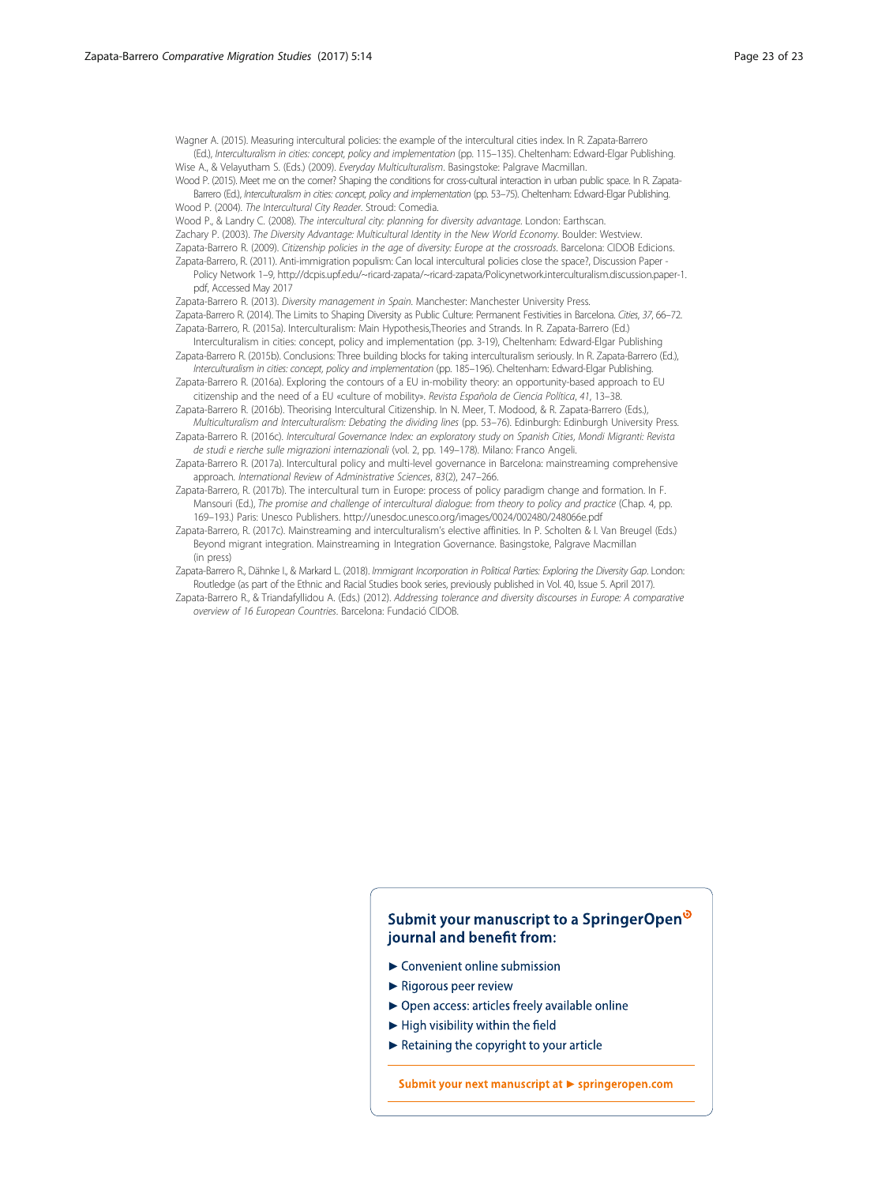Wagner A. (2015). Measuring intercultural policies: the example of the intercultural cities index. In R. Zapata-Barrero (Ed.), *Interculturalism in cities: concept, policy and implementation* (pp. 115–135). Cheltenham: Edward-Elgar Publishing.

Wise A., & Velayutham S. (Eds.) (2009). *Everyday Multiculturalism*. Basingstoke: Palgrave Macmillan.

Wood P. (2015). Meet me on the corner? Shaping the conditions for cross-cultural interaction in urban public space. In R. Zapata-Barrero (Ed.), *Interculturalism in cities: concept, policy and implementation* (pp. 53–75). Cheltenham: Edward-Elgar Publishing.

Wood P. (2004). *The Intercultural City Reader*. Stroud: Comedia.

Wood P., & Landry C. (2008). *The intercultural city: planning for diversity advantage*. London: Earthscan.

Zachary P. (2003). *The Diversity Advantage: Multicultural Identity in the New World Economy*. Boulder: Westview.

Zapata-Barrero R. (2009). *Citizenship policies in the age of diversity: Europe at the crossroads*. Barcelona: CIDOB Edicions.

Zapata-Barrero, R. (2011). Anti-immigration populism: Can local intercultural policies close the space?, Discussion Paper - Policy Network 1–9, http://dcpis.upf.edu/~ricard-zapata/~ricard-zapata/Policynetwork.interculturalism.discussion.paper-1.pdf, Accessed May 2017

Zapata-Barrero R. (2013). *Diversity management in Spain*. Manchester: Manchester University Press.

Zapata-Barrero R. (2014). The Limits to Shaping Diversity as Public Culture: Permanent Festivities in Barcelona. *Cities, 37*, 66–72.

Zapata-Barrero, R. (2015a). Interculturalism: Main Hypothesis,Theories and Strands. In R. Zapata-Barrero (Ed.) Interculturalism in cities: concept, policy and implementation (pp. 3-19), Cheltenham: Edward-Elgar Publishing

Zapata-Barrero R. (2015b). Conclusions: Three building blocks for taking interculturalism seriously. In R. Zapata-Barrero (Ed.), *Interculturalism in cities: concept, policy and implementation* (pp. 185–196). Cheltenham: Edward-Elgar Publishing.

Zapata-Barrero R. (2016a). Exploring the contours of a EU in-mobility theory: an opportunity-based approach to EU citizenship and the need of a EU «culture of mobility». *Revista Española de Ciencia Política, 41*, 13–38.

Zapata-Barrero R. (2016b). Theorising Intercultural Citizenship. In N. Meer, T. Modood, & R. Zapata-Barrero (Eds.), *Multiculturalism and Interculturalism: Debating the dividing lines* (pp. 53–76). Edinburgh: Edinburgh University Press.

Zapata-Barrero R. (2016c). *Intercultural Governance Index: an exploratory study on Spanish Cities, Mondi Migranti: Revista de studi e rierche sulle migrazioni internazionali* (vol. 2, pp. 149–178). Milano: Franco Angeli.

Zapata-Barrero R. (2017a). Intercultural policy and multi-level governance in Barcelona: mainstreaming comprehensive approach. *International Review of Administrative Sciences, 83*(2), 247–266.

Zapata-Barrero, R. (2017b). The intercultural turn in Europe: process of policy paradigm change and formation. In F. Mansouri (Ed.), *The promise and challenge of intercultural dialogue: from theory to policy and practice* (Chap. 4, pp. 169–193.) Paris: Unesco Publishers. http://unesdoc.unesco.org/images/0024/002480/248066e.pdf

Zapata-Barrero, R. (2017c). Mainstreaming and interculturalism's elective affinities. In P. Scholten & I. Van Breugel (Eds.) Beyond migrant integration. Mainstreaming in Integration Governance. Basingstoke, Palgrave Macmillan (in press)

Zapata-Barrero R., Dähnke I., & Markard L. (2018). *Immigrant Incorporation in Political Parties: Exploring the Diversity Gap*. London: Routledge (as part of the Ethnic and Racial Studies book series, previously published in Vol. 40, Issue 5. April 2017).

Zapata-Barrero R., & Triandafyllidou A. (Eds.) (2012). *Addressing tolerance and diversity discourses in Europe: A comparative overview of 16 European Countries*. Barcelona: Fundació CIDOB.

**Submit your manuscript to a SpringerOpen journal and benefit from:**

- ► Convenient online submission
- ► Rigorous peer review
- ► Open access: articles freely available online
- ► High visibility within the field
- ► Retaining the copyright to your article

**Submit your next manuscript at ► springeropen.com**